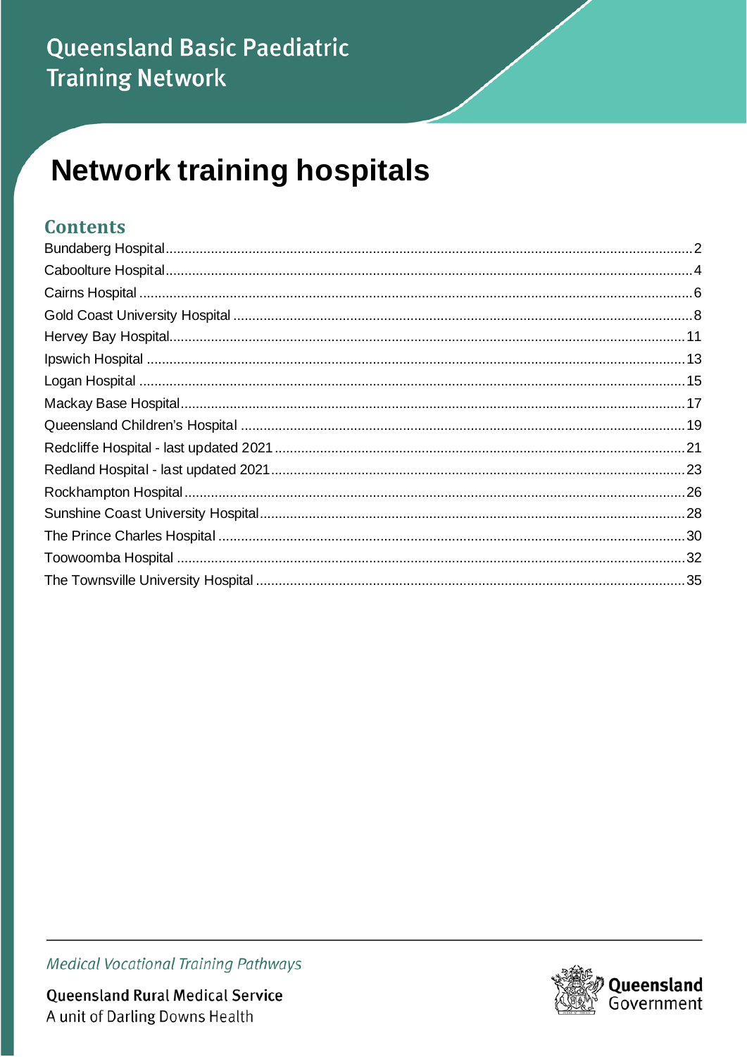Queensland Basic Paediatric Training Network

# Network training hospitals

## Contents

Bundaberg Hospital ........ 2
Caboolture Hospital ........ 4
Cairns Hospital ........ 6
Gold Coast University Hospital ........ 8
Hervey Bay Hospital ........ 11
Ipswich Hospital ........ 13
Logan Hospital ........ 15
Mackay Base Hospital ........ 17
Queensland Children's Hospital ........ 19
Redcliffe Hospital - last updated 2021 ........ 21
Redland Hospital - last updated 2021 ........ 23
Rockhampton Hospital ........ 26
Sunshine Coast University Hospital ........ 28
The Prince Charles Hospital ........ 30
Toowoomba Hospital ........ 32
The Townsville University Hospital ........ 35

*Medical Vocational Training Pathways*

**Queensland Rural Medical Service**
A unit of Darling Downs Health

Queensland Government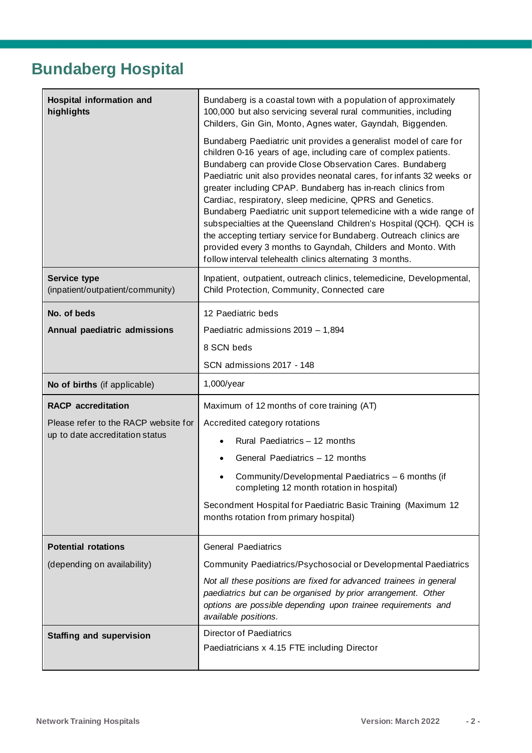# Bundaberg Hospital

| | |
|---|---|
| **Hospital information and highlights** | Bundaberg is a coastal town with a population of approximately 100,000 but also servicing several rural communities, including Childers, Gin Gin, Monto, Agnes water, Gayndah, Biggenden.<br><br>Bundaberg Paediatric unit provides a generalist model of care for children 0-16 years of age, including care of complex patients. Bundaberg can provide Close Observation Cares. Bundaberg Paediatric unit also provides neonatal cares, for infants 32 weeks or greater including CPAP. Bundaberg has in-reach clinics from Cardiac, respiratory, sleep medicine, QPRS and Genetics. Bundaberg Paediatric unit support telemedicine with a wide range of subspecialties at the Queensland Children's Hospital (QCH). QCH is the accepting tertiary service for Bundaberg. Outreach clinics are provided every 3 months to Gayndah, Childers and Monto. With follow interval telehealth clinics alternating 3 months. |
| **Service type** (inpatient/outpatient/community) | Inpatient, outpatient, outreach clinics, telemedicine, Developmental, Child Protection, Community, Connected care |
| **No. of beds**<br><br>**Annual paediatric admissions** | 12 Paediatric beds<br><br>Paediatric admissions 2019 – 1,894<br><br>8 SCN beds<br><br>SCN admissions 2017 - 148 |
| **No of births** (if applicable) | 1,000/year |
| **RACP accreditation**<br><br>Please refer to the RACP website for up to date accreditation status | Maximum of 12 months of core training (AT)<br><br>Accredited category rotations<br>• Rural Paediatrics – 12 months<br>• General Paediatrics – 12 months<br>• Community/Developmental Paediatrics – 6 months (if completing 12 month rotation in hospital)<br><br>Secondment Hospital for Paediatric Basic Training (Maximum 12 months rotation from primary hospital) |
| **Potential rotations**<br><br>(depending on availability) | General Paediatrics<br><br>Community Paediatrics/Psychosocial or Developmental Paediatrics<br><br>*Not all these positions are fixed for advanced trainees in general paediatrics but can be organised by prior arrangement. Other options are possible depending upon trainee requirements and available positions.* |
| **Staffing and supervision** | Director of Paediatrics<br><br>Paediatricians x 4.15 FTE including Director |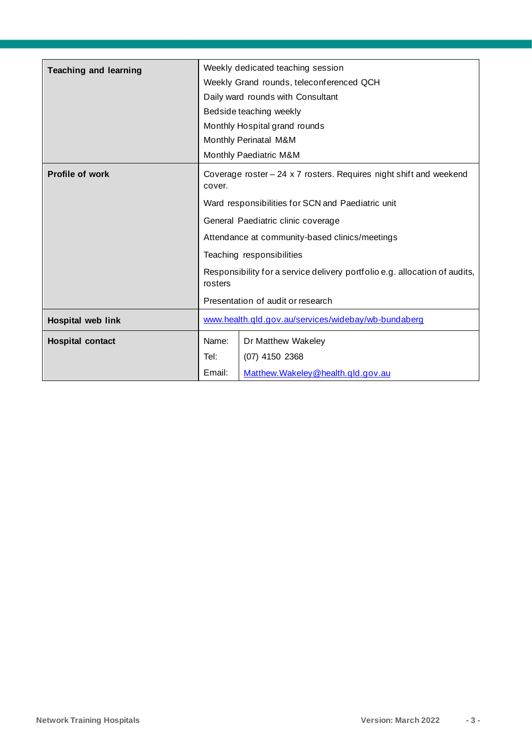| | |
|---|---|
| **Teaching and learning** | Weekly dedicated teaching session<br>Weekly Grand rounds, teleconferenced QCH<br>Daily ward rounds with Consultant<br>Bedside teaching weekly<br>Monthly Hospital grand rounds<br>Monthly Perinatal M&M<br>Monthly Paediatric M&M |
| **Profile of work** | Coverage roster – 24 x 7 rosters. Requires night shift and weekend cover.<br>Ward responsibilities for SCN and Paediatric unit<br>General Paediatric clinic coverage<br>Attendance at community-based clinics/meetings<br>Teaching responsibilities<br>Responsibility for a service delivery portfolio e.g. allocation of audits, rosters<br>Presentation of audit or research |
| **Hospital web link** | www.health.qld.gov.au/services/widebay/wb-bundaberg |
| **Hospital contact** | Name: Dr Matthew Wakeley<br>Tel: (07) 4150 2368<br>Email: Matthew.Wakeley@health.qld.gov.au |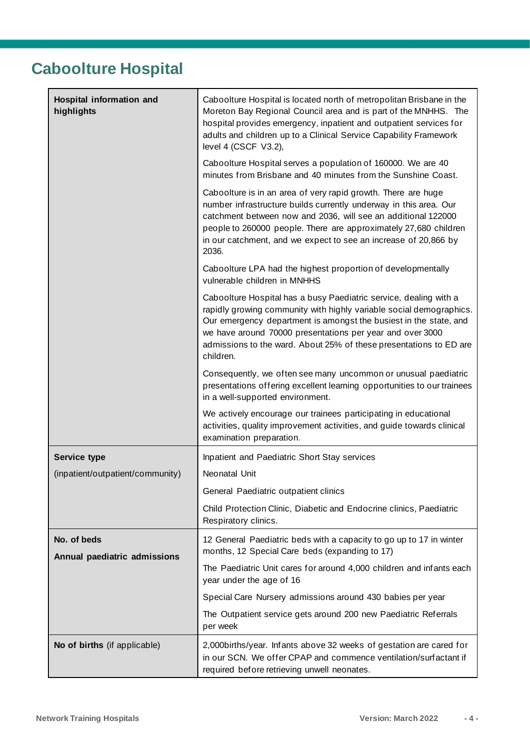# Caboolture Hospital

| | |
|---|---|
| **Hospital information and highlights** | Caboolture Hospital is located north of metropolitan Brisbane in the Moreton Bay Regional Council area and is part of the MNHHS. The hospital provides emergency, inpatient and outpatient services for adults and children up to a Clinical Service Capability Framework level 4 (CSCF V3.2),<br><br>Caboolture Hospital serves a population of 160000. We are 40 minutes from Brisbane and 40 minutes from the Sunshine Coast.<br><br>Caboolture is in an area of very rapid growth. There are huge number infrastructure builds currently underway in this area. Our catchment between now and 2036, will see an additional 122000 people to 260000 people. There are approximately 27,680 children in our catchment, and we expect to see an increase of 20,866 by 2036.<br><br>Caboolture LPA had the highest proportion of developmentally vulnerable children in MNHHS<br><br>Caboolture Hospital has a busy Paediatric service, dealing with a rapidly growing community with highly variable social demographics. Our emergency department is amongst the busiest in the state, and we have around 70000 presentations per year and over 3000 admissions to the ward. About 25% of these presentations to ED are children.<br><br>Consequently, we often see many uncommon or unusual paediatric presentations offering excellent learning opportunities to our trainees in a well-supported environment.<br><br>We actively encourage our trainees participating in educational activities, quality improvement activities, and guide towards clinical examination preparation. |
| **Service type**<br><br>(inpatient/outpatient/community) | Inpatient and Paediatric Short Stay services<br><br>Neonatal Unit<br><br>General Paediatric outpatient clinics<br><br>Child Protection Clinic, Diabetic and Endocrine clinics, Paediatric Respiratory clinics. |
| **No. of beds**<br><br>**Annual paediatric admissions** | 12 General Paediatric beds with a capacity to go up to 17 in winter months, 12 Special Care beds (expanding to 17)<br><br>The Paediatric Unit cares for around 4,000 children and infants each year under the age of 16<br><br>Special Care Nursery admissions around 430 babies per year<br><br>The Outpatient service gets around 200 new Paediatric Referrals per week |
| **No of births** (if applicable) | 2,000births/year. Infants above 32 weeks of gestation are cared for in our SCN. We offer CPAP and commence ventilation/surfactant if required before retrieving unwell neonates. |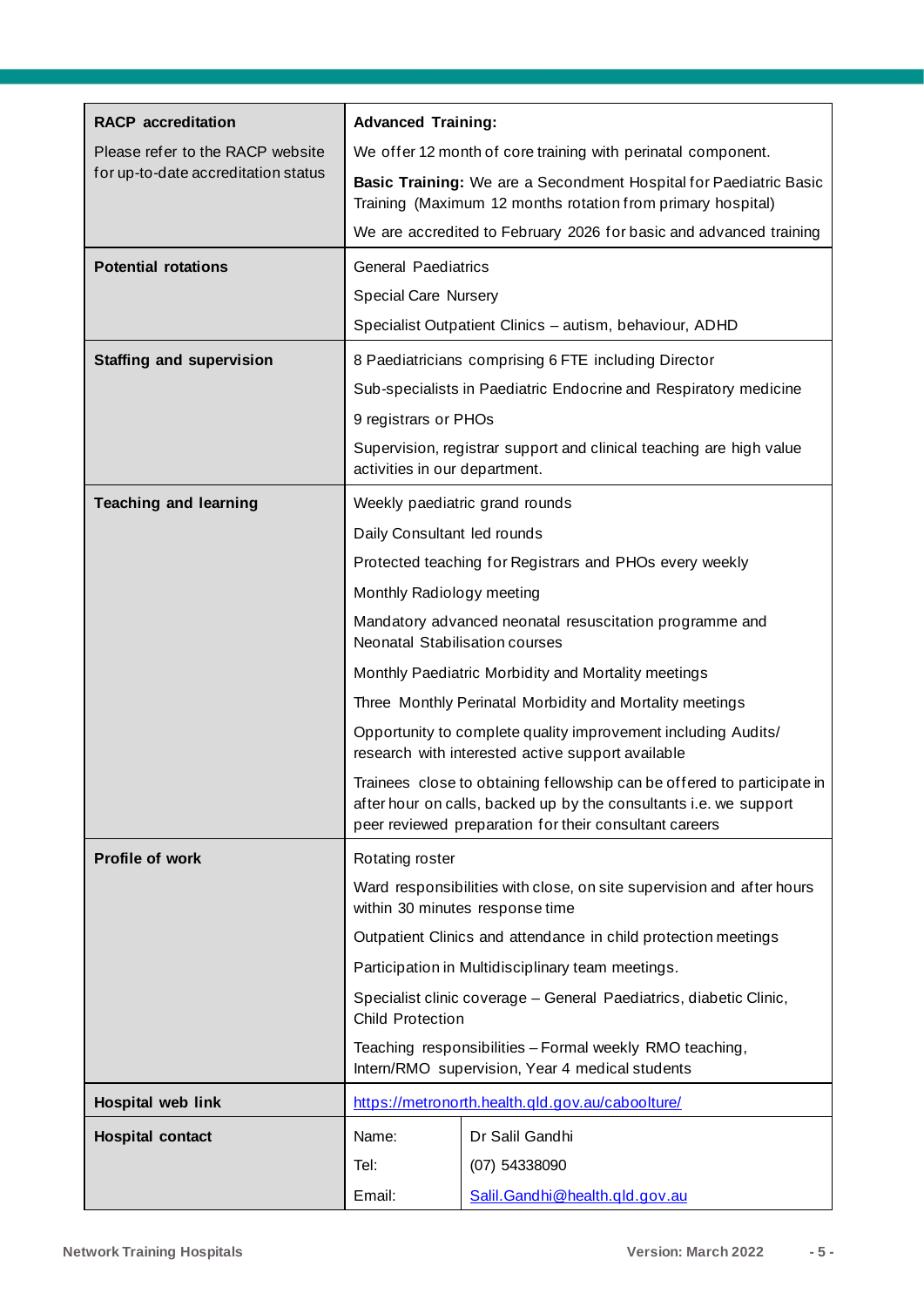| **RACP accreditation**<br><br>Please refer to the RACP website for up-to-date accreditation status | **Advanced Training:**<br><br>We offer 12 month of core training with perinatal component.<br><br>**Basic Training:** We are a Secondment Hospital for Paediatric Basic Training (Maximum 12 months rotation from primary hospital)<br><br>We are accredited to February 2026 for basic and advanced training | |
|---|---|---|
| **Potential rotations** | General Paediatrics<br><br>Special Care Nursery<br><br>Specialist Outpatient Clinics – autism, behaviour, ADHD | |
| **Staffing and supervision** | 8 Paediatricians comprising 6 FTE including Director<br><br>Sub-specialists in Paediatric Endocrine and Respiratory medicine<br><br>9 registrars or PHOs<br><br>Supervision, registrar support and clinical teaching are high value activities in our department. | |
| **Teaching and learning** | Weekly paediatric grand rounds<br><br>Daily Consultant led rounds<br><br>Protected teaching for Registrars and PHOs every weekly<br><br>Monthly Radiology meeting<br><br>Mandatory advanced neonatal resuscitation programme and Neonatal Stabilisation courses<br><br>Monthly Paediatric Morbidity and Mortality meetings<br><br>Three Monthly Perinatal Morbidity and Mortality meetings<br><br>Opportunity to complete quality improvement including Audits/ research with interested active support available<br><br>Trainees close to obtaining fellowship can be offered to participate in after hour on calls, backed up by the consultants i.e. we support peer reviewed preparation for their consultant careers | |
| **Profile of work** | Rotating roster<br><br>Ward responsibilities with close, on site supervision and after hours within 30 minutes response time<br><br>Outpatient Clinics and attendance in child protection meetings<br><br>Participation in Multidisciplinary team meetings.<br><br>Specialist clinic coverage – General Paediatrics, diabetic Clinic, Child Protection<br><br>Teaching responsibilities – Formal weekly RMO teaching, Intern/RMO supervision, Year 4 medical students | |
| **Hospital web link** | https://metronorth.health.qld.gov.au/caboolture/ | |
| **Hospital contact** | Name:<br><br>Tel:<br><br>Email: | Dr Salil Gandhi<br><br>(07) 54338090<br><br>Salil.Gandhi@health.qld.gov.au |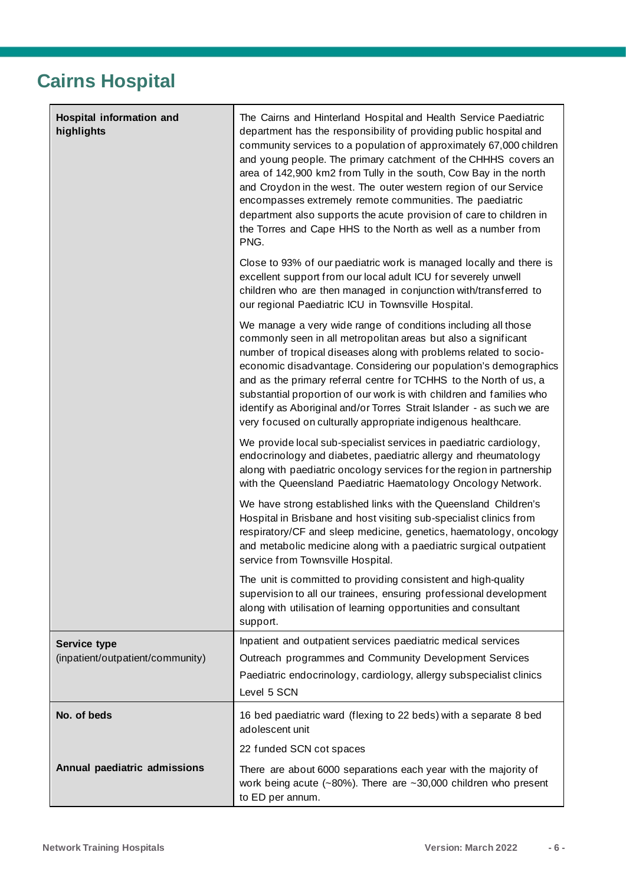# Cairns Hospital

| | |
|---|---|
| **Hospital information and highlights** | The Cairns and Hinterland Hospital and Health Service Paediatric department has the responsibility of providing public hospital and community services to a population of approximately 67,000 children and young people. The primary catchment of the CHHHS covers an area of 142,900 km2 from Tully in the south, Cow Bay in the north and Croydon in the west. The outer western region of our Service encompasses extremely remote communities. The paediatric department also supports the acute provision of care to children in the Torres and Cape HHS to the North as well as a number from PNG.<br><br>Close to 93% of our paediatric work is managed locally and there is excellent support from our local adult ICU for severely unwell children who are then managed in conjunction with/transferred to our regional Paediatric ICU in Townsville Hospital.<br><br>We manage a very wide range of conditions including all those commonly seen in all metropolitan areas but also a significant number of tropical diseases along with problems related to socio-economic disadvantage. Considering our population's demographics and as the primary referral centre for TCHHS to the North of us, a substantial proportion of our work is with children and families who identify as Aboriginal and/or Torres Strait Islander - as such we are very focused on culturally appropriate indigenous healthcare.<br><br>We provide local sub-specialist services in paediatric cardiology, endocrinology and diabetes, paediatric allergy and rheumatology along with paediatric oncology services for the region in partnership with the Queensland Paediatric Haematology Oncology Network.<br><br>We have strong established links with the Queensland Children's Hospital in Brisbane and host visiting sub-specialist clinics from respiratory/CF and sleep medicine, genetics, haematology, oncology and metabolic medicine along with a paediatric surgical outpatient service from Townsville Hospital.<br><br>The unit is committed to providing consistent and high-quality supervision to all our trainees, ensuring professional development along with utilisation of learning opportunities and consultant support. |
| **Service type** (inpatient/outpatient/community) | Inpatient and outpatient services paediatric medical services<br>Outreach programmes and Community Development Services<br>Paediatric endocrinology, cardiology, allergy subspecialist clinics<br>Level 5 SCN |
| **No. of beds** | 16 bed paediatric ward (flexing to 22 beds) with a separate 8 bed adolescent unit<br><br>22 funded SCN cot spaces |
| **Annual paediatric admissions** | There are about 6000 separations each year with the majority of work being acute (~80%). There are ~30,000 children who present to ED per annum. |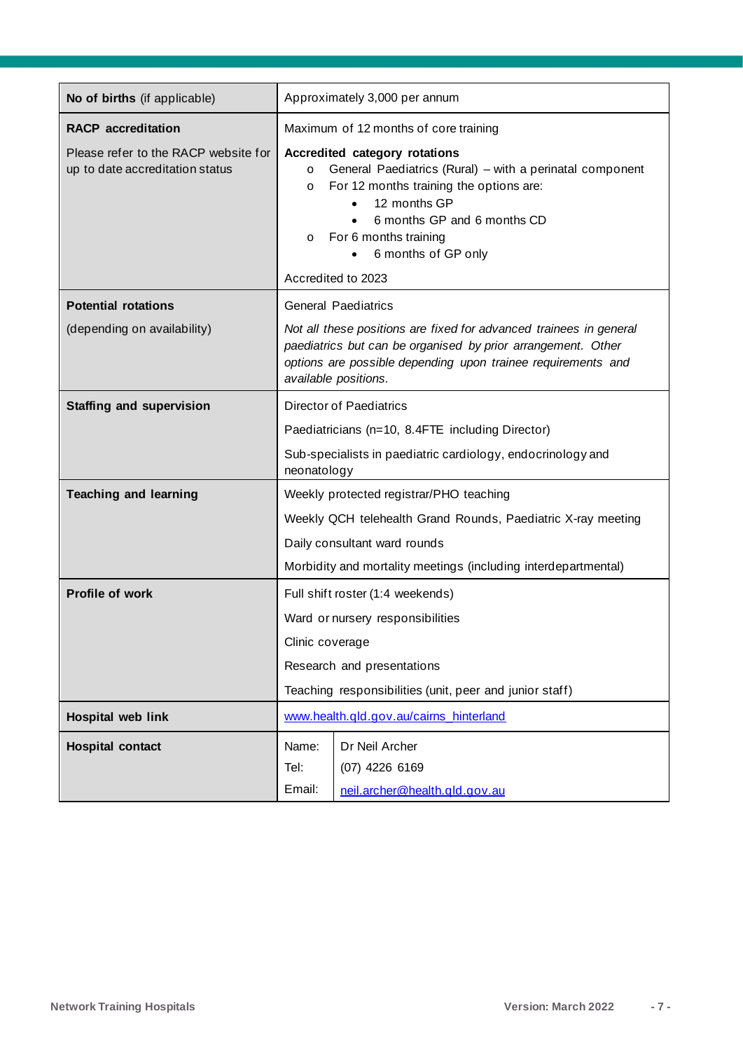| **No of births** (if applicable) | Approximately 3,000 per annum |
| --- | --- |
| **RACP accreditation**<br><br>Please refer to the RACP website for up to date accreditation status | Maximum of 12 months of core training<br><br>**Accredited category rotations**<br>o General Paediatrics (Rural) – with a perinatal component<br>o For 12 months training the options are:<br>• 12 months GP<br>• 6 months GP and 6 months CD<br>o For 6 months training<br>• 6 months of GP only<br><br>Accredited to 2023 |
| **Potential rotations**<br><br>(depending on availability) | General Paediatrics<br><br>*Not all these positions are fixed for advanced trainees in general paediatrics but can be organised by prior arrangement. Other options are possible depending upon trainee requirements and available positions.* |
| **Staffing and supervision** | Director of Paediatrics<br><br>Paediatricians (n=10, 8.4FTE including Director)<br><br>Sub-specialists in paediatric cardiology, endocrinology and neonatology |
| **Teaching and learning** | Weekly protected registrar/PHO teaching<br><br>Weekly QCH telehealth Grand Rounds, Paediatric X-ray meeting<br><br>Daily consultant ward rounds<br><br>Morbidity and mortality meetings (including interdepartmental) |
| **Profile of work** | Full shift roster (1:4 weekends)<br><br>Ward or nursery responsibilities<br><br>Clinic coverage<br><br>Research and presentations<br><br>Teaching responsibilities (unit, peer and junior staff) |
| **Hospital web link** | www.health.qld.gov.au/cairns_hinterland |
| **Hospital contact** | Name: Dr Neil Archer<br>Tel: (07) 4226 6169<br>Email: neil.archer@health.qld.gov.au |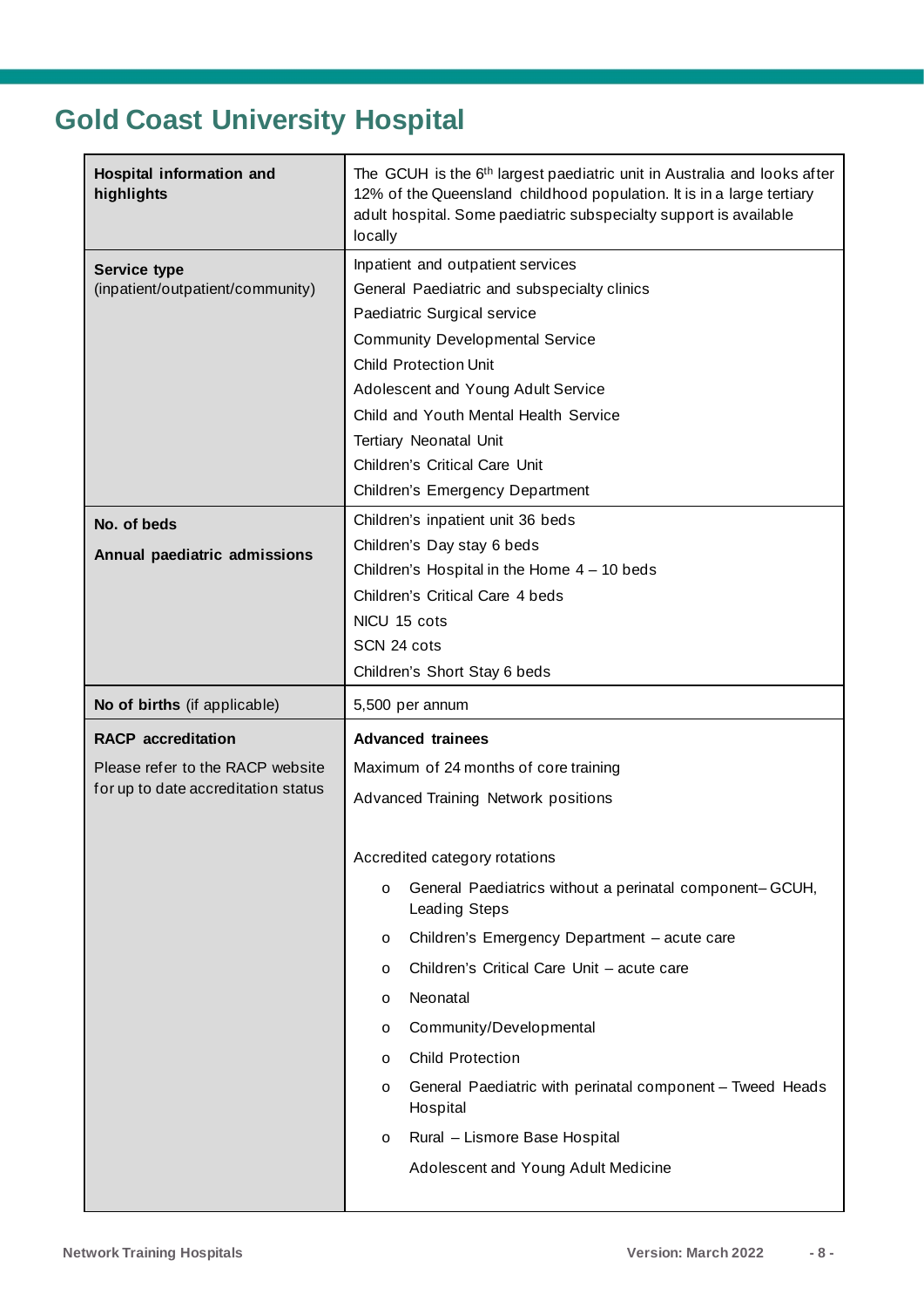# Gold Coast University Hospital

| | |
|---|---|
| **Hospital information and highlights** | The GCUH is the 6th largest paediatric unit in Australia and looks after 12% of the Queensland childhood population. It is in a large tertiary adult hospital. Some paediatric subspecialty support is available locally |
| **Service type** (inpatient/outpatient/community) | Inpatient and outpatient services<br>General Paediatric and subspecialty clinics<br>Paediatric Surgical service<br>Community Developmental Service<br>Child Protection Unit<br>Adolescent and Young Adult Service<br>Child and Youth Mental Health Service<br>Tertiary Neonatal Unit<br>Children's Critical Care Unit<br>Children's Emergency Department |
| **No. of beds**<br><br>**Annual paediatric admissions** | Children's inpatient unit 36 beds<br>Children's Day stay 6 beds<br>Children's Hospital in the Home 4 – 10 beds<br>Children's Critical Care 4 beds<br>NICU 15 cots<br>SCN 24 cots<br>Children's Short Stay 6 beds |
| **No of births** (if applicable) | 5,500 per annum |
| **RACP accreditation**<br><br>Please refer to the RACP website for up to date accreditation status | **Advanced trainees**<br>Maximum of 24 months of core training<br>Advanced Training Network positions<br><br>Accredited category rotations<br>o General Paediatrics without a perinatal component– GCUH, Leading Steps<br>o Children's Emergency Department – acute care<br>o Children's Critical Care Unit – acute care<br>o Neonatal<br>o Community/Developmental<br>o Child Protection<br>o General Paediatric with perinatal component – Tweed Heads Hospital<br>o Rural – Lismore Base Hospital<br>Adolescent and Young Adult Medicine |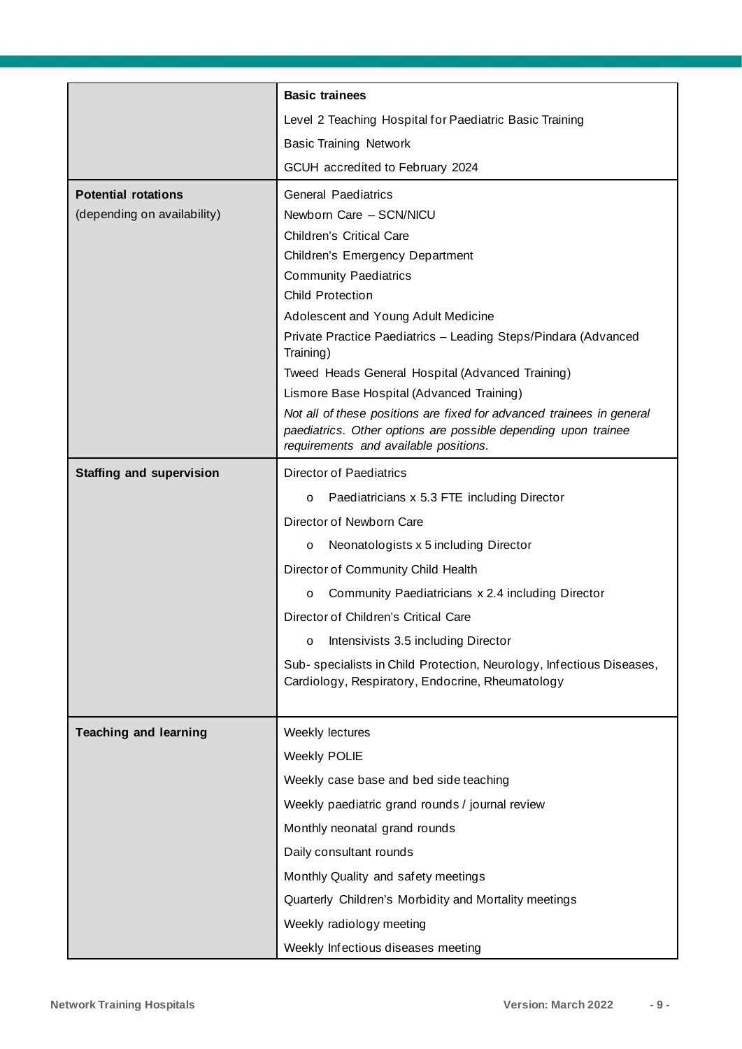| | |
|---|---|
| | **Basic trainees**<br>Level 2 Teaching Hospital for Paediatric Basic Training<br>Basic Training Network<br>GCUH accredited to February 2024 |
| **Potential rotations**<br>(depending on availability) | General Paediatrics<br>Newborn Care – SCN/NICU<br>Children's Critical Care<br>Children's Emergency Department<br>Community Paediatrics<br>Child Protection<br>Adolescent and Young Adult Medicine<br>Private Practice Paediatrics – Leading Steps/Pindara (Advanced Training)<br>Tweed Heads General Hospital (Advanced Training)<br>Lismore Base Hospital (Advanced Training)<br>*Not all of these positions are fixed for advanced trainees in general paediatrics. Other options are possible depending upon trainee requirements and available positions.* |
| **Staffing and supervision** | Director of Paediatrics<br>o Paediatricians x 5.3 FTE including Director<br>Director of Newborn Care<br>o Neonatologists x 5 including Director<br>Director of Community Child Health<br>o Community Paediatricians x 2.4 including Director<br>Director of Children's Critical Care<br>o Intensivists 3.5 including Director<br>Sub- specialists in Child Protection, Neurology, Infectious Diseases, Cardiology, Respiratory, Endocrine, Rheumatology |
| **Teaching and learning** | Weekly lectures<br>Weekly POLIE<br>Weekly case base and bed side teaching<br>Weekly paediatric grand rounds / journal review<br>Monthly neonatal grand rounds<br>Daily consultant rounds<br>Monthly Quality and safety meetings<br>Quarterly Children's Morbidity and Mortality meetings<br>Weekly radiology meeting<br>Weekly Infectious diseases meeting |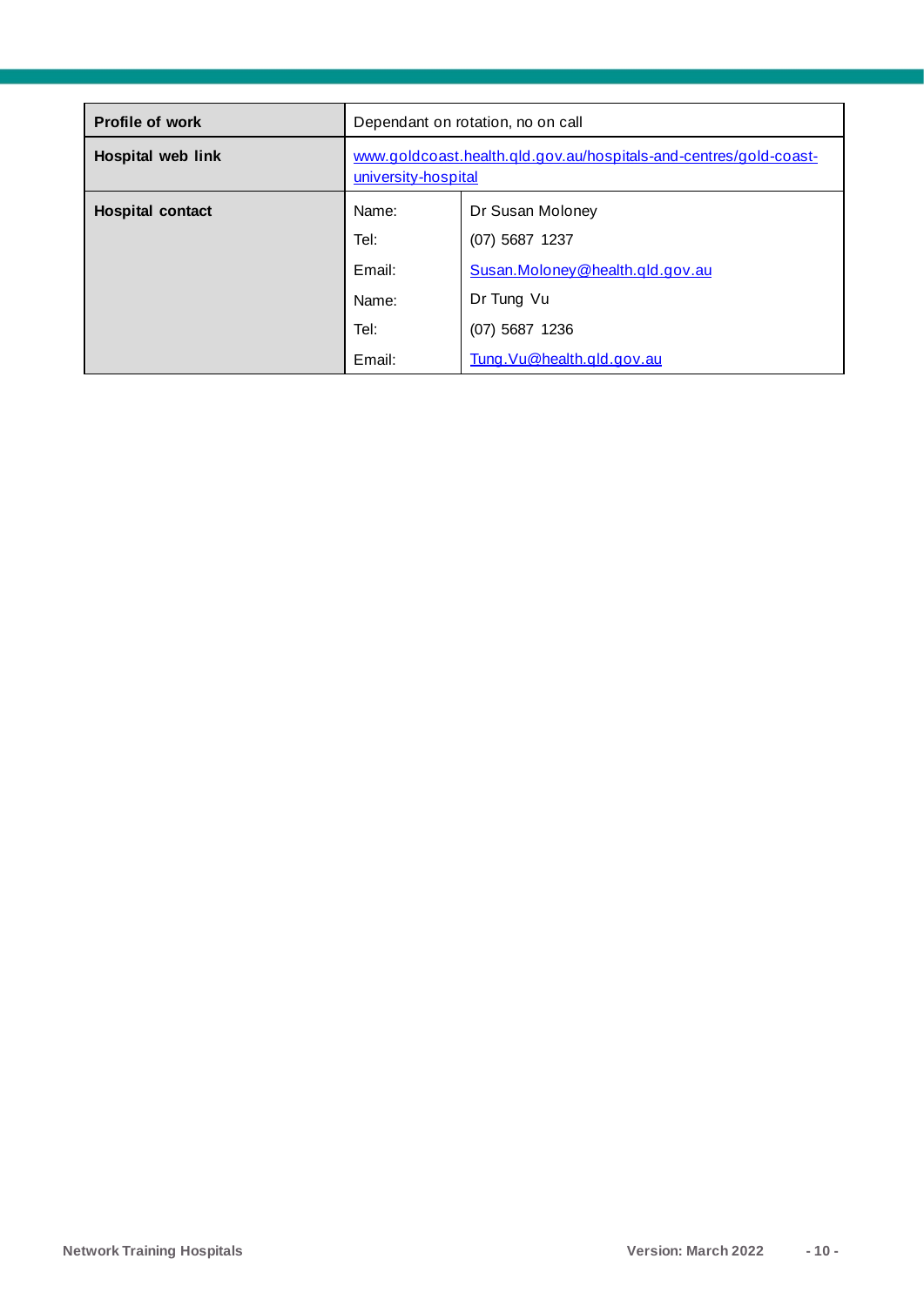| | | |
|---|---|---|
| **Profile of work** | Dependant on rotation, no on call | |
| **Hospital web link** | www.goldcoast.health.qld.gov.au/hospitals-and-centres/gold-coast-university-hospital | |
| **Hospital contact** | Name: | Dr Susan Moloney |
| | Tel: | (07) 5687 1237 |
| | Email: | Susan.Moloney@health.qld.gov.au |
| | Name: | Dr Tung Vu |
| | Tel: | (07) 5687 1236 |
| | Email: | Tung.Vu@health.qld.gov.au |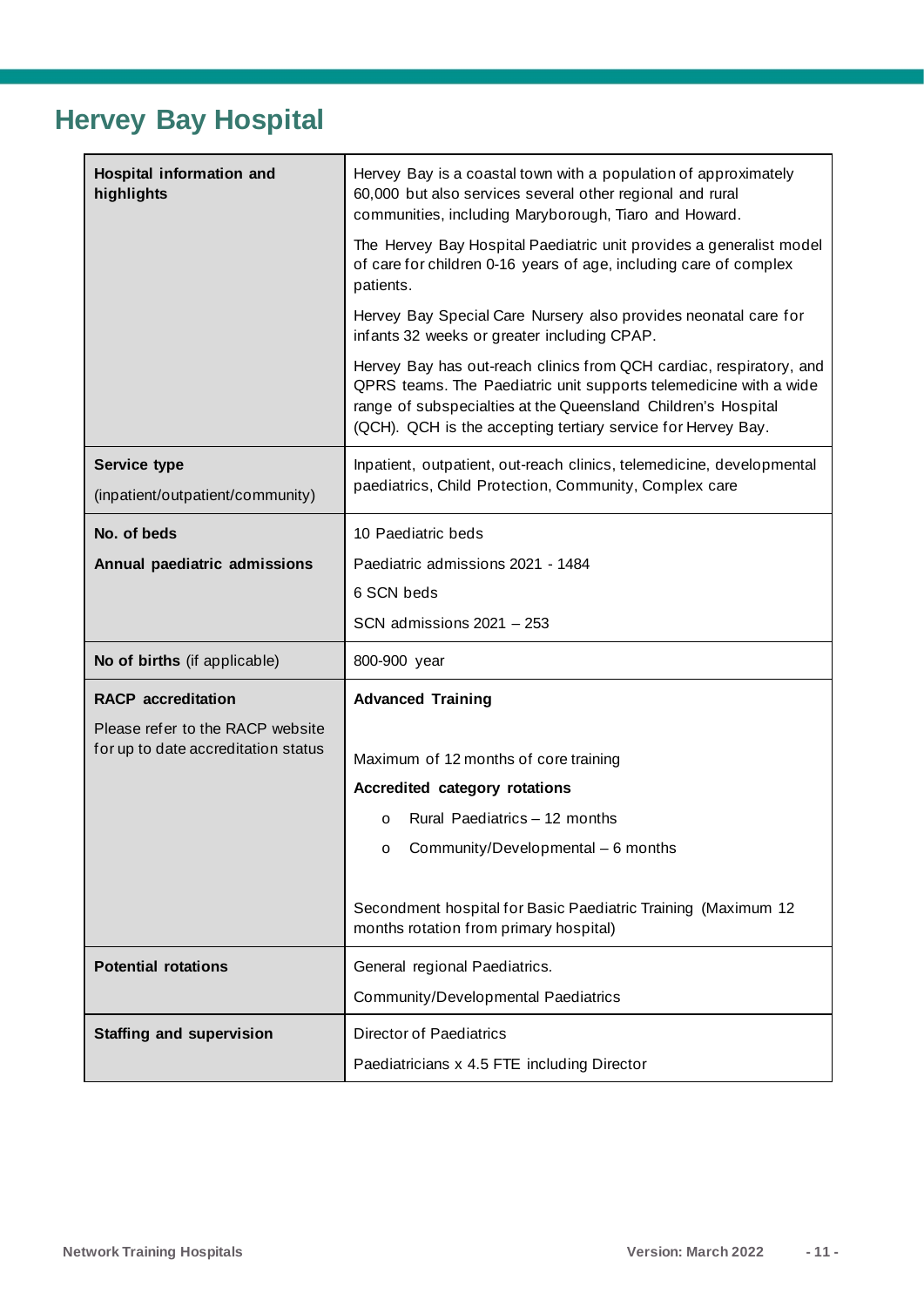# Hervey Bay Hospital

| | |
|---|---|
| **Hospital information and highlights** | Hervey Bay is a coastal town with a population of approximately 60,000 but also services several other regional and rural communities, including Maryborough, Tiaro and Howard.<br><br>The Hervey Bay Hospital Paediatric unit provides a generalist model of care for children 0-16 years of age, including care of complex patients.<br><br>Hervey Bay Special Care Nursery also provides neonatal care for infants 32 weeks or greater including CPAP.<br><br>Hervey Bay has out-reach clinics from QCH cardiac, respiratory, and QPRS teams. The Paediatric unit supports telemedicine with a wide range of subspecialties at the Queensland Children's Hospital (QCH). QCH is the accepting tertiary service for Hervey Bay. |
| **Service type**<br><br>(inpatient/outpatient/community) | Inpatient, outpatient, out-reach clinics, telemedicine, developmental paediatrics, Child Protection, Community, Complex care |
| **No. of beds**<br><br>**Annual paediatric admissions** | 10 Paediatric beds<br><br>Paediatric admissions 2021 - 1484<br><br>6 SCN beds<br><br>SCN admissions 2021 – 253 |
| **No of births** (if applicable) | 800-900 year |
| **RACP accreditation**<br><br>Please refer to the RACP website for up to date accreditation status | **Advanced Training**<br><br>Maximum of 12 months of core training<br><br>**Accredited category rotations**<br><br>o Rural Paediatrics – 12 months<br><br>o Community/Developmental – 6 months<br><br>Secondment hospital for Basic Paediatric Training (Maximum 12 months rotation from primary hospital) |
| **Potential rotations** | General regional Paediatrics.<br><br>Community/Developmental Paediatrics |
| **Staffing and supervision** | Director of Paediatrics<br><br>Paediatricians x 4.5 FTE including Director |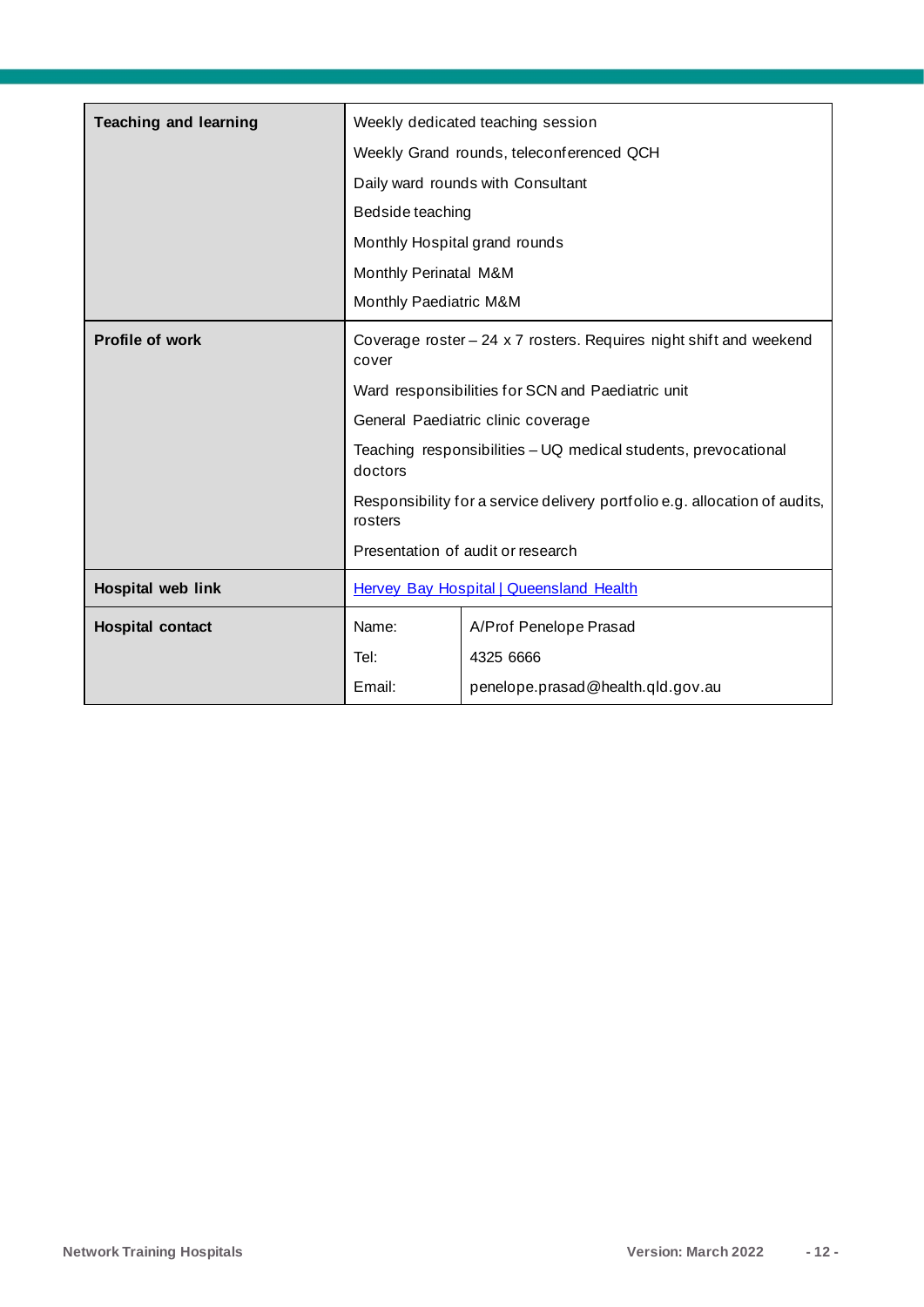| | | |
|---|---|---|
| **Teaching and learning** | Weekly dedicated teaching session<br>Weekly Grand rounds, teleconferenced QCH<br>Daily ward rounds with Consultant<br>Bedside teaching<br>Monthly Hospital grand rounds<br>Monthly Perinatal M&M<br>Monthly Paediatric M&M | |
| **Profile of work** | Coverage roster – 24 x 7 rosters. Requires night shift and weekend cover<br>Ward responsibilities for SCN and Paediatric unit<br>General Paediatric clinic coverage<br>Teaching responsibilities – UQ medical students, prevocational doctors<br>Responsibility for a service delivery portfolio e.g. allocation of audits, rosters<br>Presentation of audit or research | |
| **Hospital web link** | Hervey Bay Hospital \| Queensland Health | |
| **Hospital contact** | Name: | A/Prof Penelope Prasad |
| | Tel: | 4325 6666 |
| | Email: | penelope.prasad@health.qld.gov.au |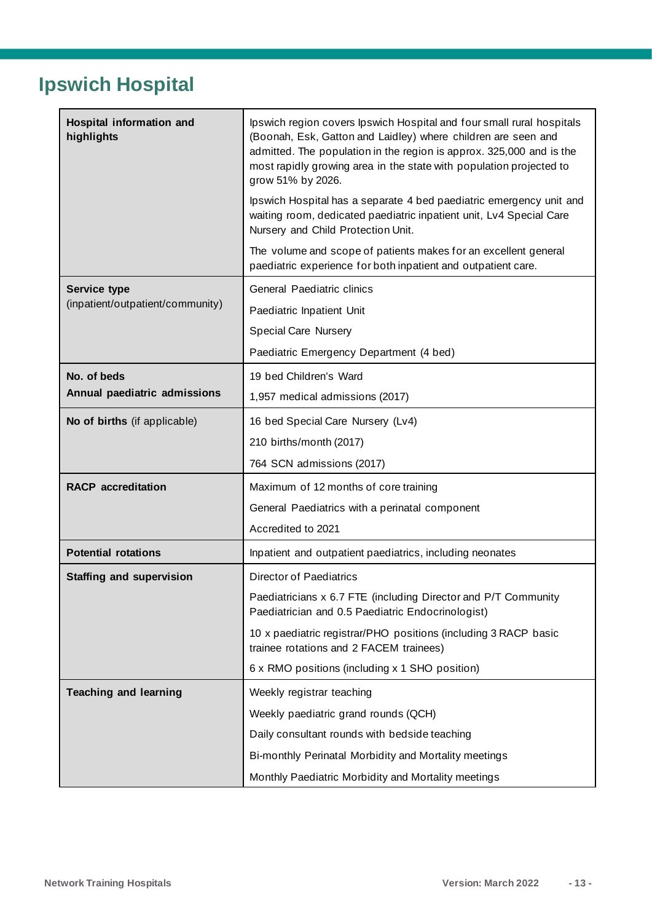# Ipswich Hospital

| | |
|---|---|
| **Hospital information and highlights** | Ipswich region covers Ipswich Hospital and four small rural hospitals (Boonah, Esk, Gatton and Laidley) where children are seen and admitted. The population in the region is approx. 325,000 and is the most rapidly growing area in the state with population projected to grow 51% by 2026.<br><br>Ipswich Hospital has a separate 4 bed paediatric emergency unit and waiting room, dedicated paediatric inpatient unit, Lv4 Special Care Nursery and Child Protection Unit.<br><br>The volume and scope of patients makes for an excellent general paediatric experience for both inpatient and outpatient care. |
| **Service type** (inpatient/outpatient/community) | General Paediatric clinics<br>Paediatric Inpatient Unit<br>Special Care Nursery<br>Paediatric Emergency Department (4 bed) |
| **No. of beds**<br>**Annual paediatric admissions** | 19 bed Children's Ward<br>1,957 medical admissions (2017) |
| **No of births** (if applicable) | 16 bed Special Care Nursery (Lv4)<br>210 births/month (2017)<br>764 SCN admissions (2017) |
| **RACP accreditation** | Maximum of 12 months of core training<br>General Paediatrics with a perinatal component<br>Accredited to 2021 |
| **Potential rotations** | Inpatient and outpatient paediatrics, including neonates |
| **Staffing and supervision** | Director of Paediatrics<br>Paediatricians x 6.7 FTE (including Director and P/T Community Paediatrician and 0.5 Paediatric Endocrinologist)<br>10 x paediatric registrar/PHO positions (including 3 RACP basic trainee rotations and 2 FACEM trainees)<br>6 x RMO positions (including x 1 SHO position) |
| **Teaching and learning** | Weekly registrar teaching<br>Weekly paediatric grand rounds (QCH)<br>Daily consultant rounds with bedside teaching<br>Bi-monthly Perinatal Morbidity and Mortality meetings<br>Monthly Paediatric Morbidity and Mortality meetings |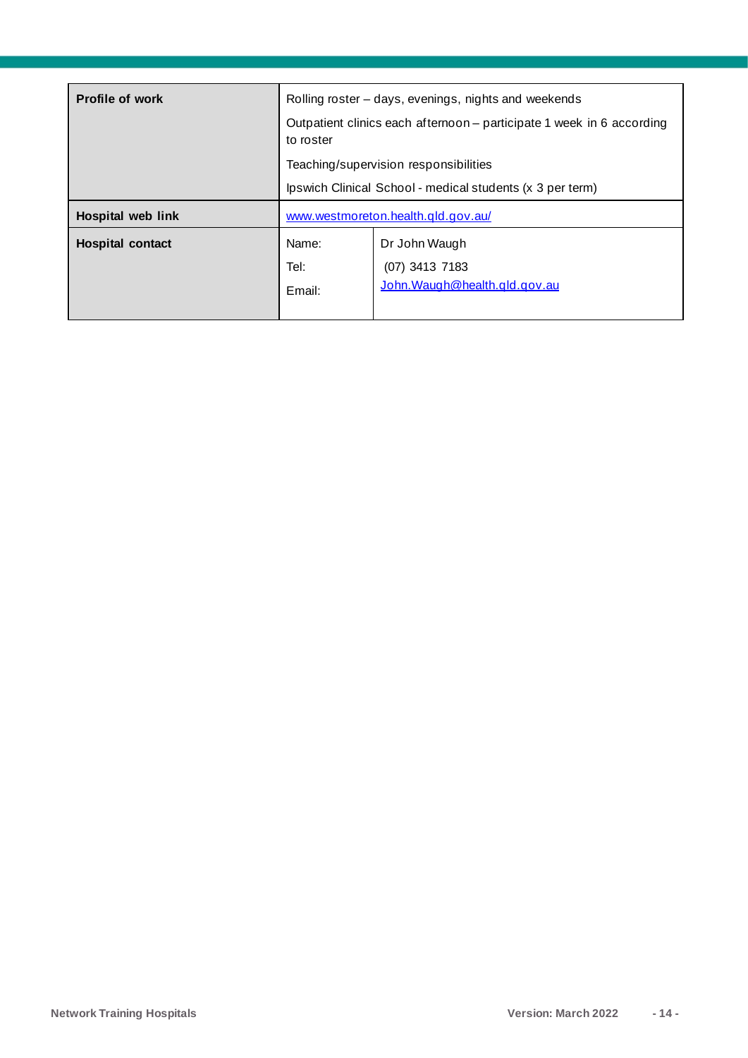| | | |
|---|---|---|
| **Profile of work** | Rolling roster – days, evenings, nights and weekends<br>Outpatient clinics each afternoon – participate 1 week in 6 according to roster<br>Teaching/supervision responsibilities<br>Ipswich Clinical School - medical students (x 3 per term) | |
| **Hospital web link** | www.westmoreton.health.qld.gov.au/ | |
| **Hospital contact** | Name:<br>Tel:<br>Email: | Dr John Waugh<br>(07) 3413 7183<br>John.Waugh@health.qld.gov.au |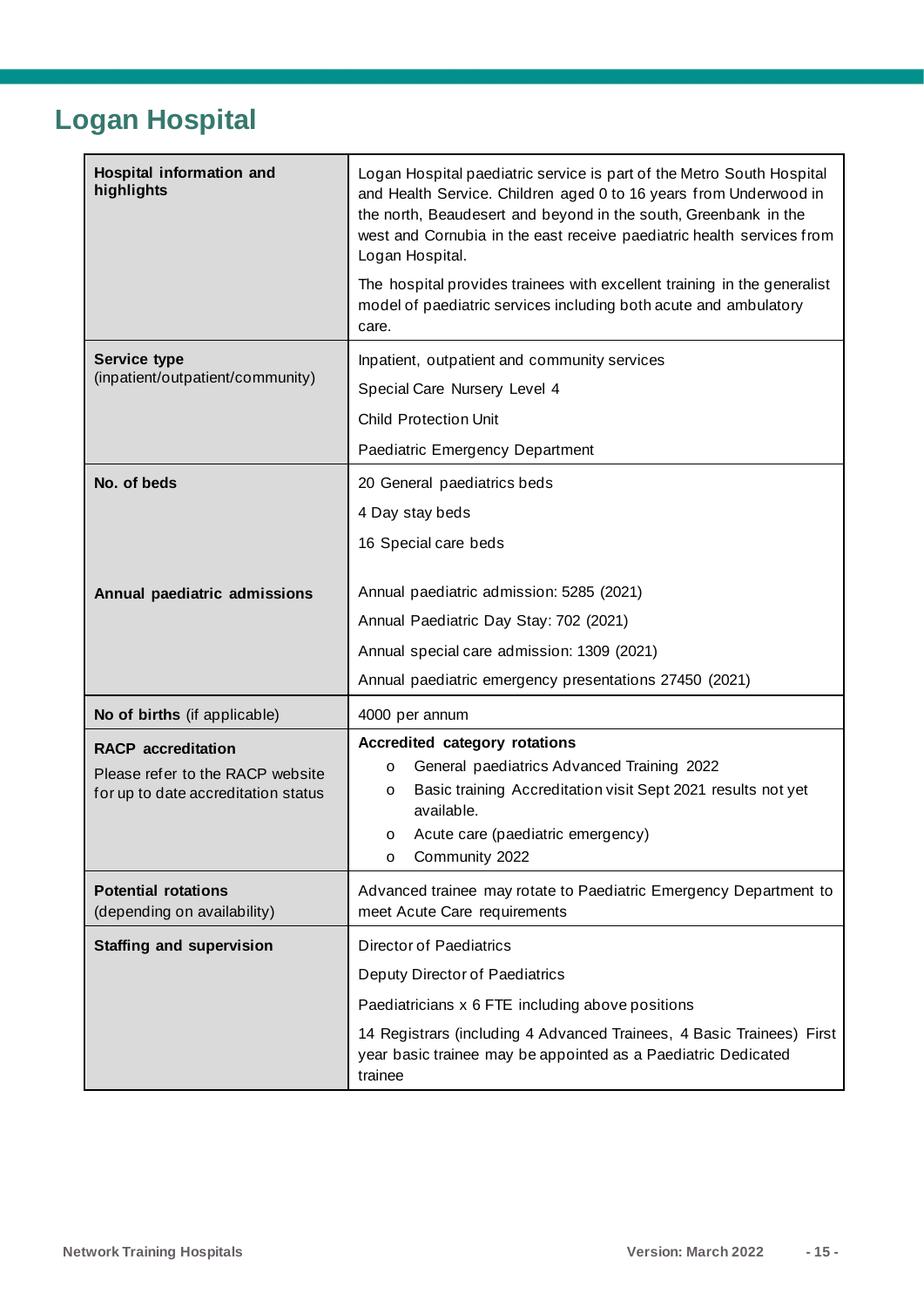# Logan Hospital

| | |
|---|---|
| **Hospital information and highlights** | Logan Hospital paediatric service is part of the Metro South Hospital and Health Service. Children aged 0 to 16 years from Underwood in the north, Beaudesert and beyond in the south, Greenbank in the west and Cornubia in the east receive paediatric health services from Logan Hospital.<br><br>The hospital provides trainees with excellent training in the generalist model of paediatric services including both acute and ambulatory care. |
| **Service type** (inpatient/outpatient/community) | Inpatient, outpatient and community services<br><br>Special Care Nursery Level 4<br><br>Child Protection Unit<br><br>Paediatric Emergency Department |
| **No. of beds**<br><br><br><br>**Annual paediatric admissions** | 20 General paediatrics beds<br><br>4 Day stay beds<br><br>16 Special care beds<br><br>Annual paediatric admission: 5285 (2021)<br><br>Annual Paediatric Day Stay: 702 (2021)<br><br>Annual special care admission: 1309 (2021)<br><br>Annual paediatric emergency presentations 27450 (2021) |
| **No of births** (if applicable) | 4000 per annum |
| **RACP accreditation**<br><br>Please refer to the RACP website for up to date accreditation status | **Accredited category rotations**<br>o General paediatrics Advanced Training 2022<br>o Basic training Accreditation visit Sept 2021 results not yet available.<br>o Acute care (paediatric emergency)<br>o Community 2022 |
| **Potential rotations** (depending on availability) | Advanced trainee may rotate to Paediatric Emergency Department to meet Acute Care requirements |
| **Staffing and supervision** | Director of Paediatrics<br><br>Deputy Director of Paediatrics<br><br>Paediatricians x 6 FTE including above positions<br><br>14 Registrars (including 4 Advanced Trainees, 4 Basic Trainees) First year basic trainee may be appointed as a Paediatric Dedicated trainee |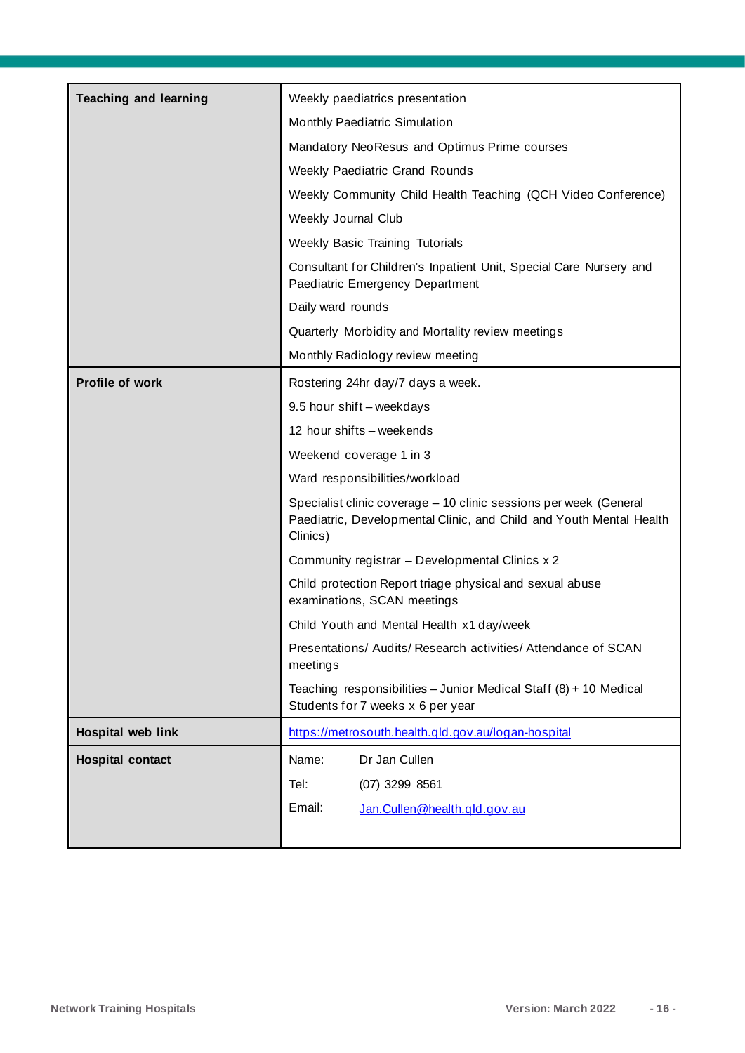| Teaching and learning | Weekly paediatrics presentation<br>Monthly Paediatric Simulation<br>Mandatory NeoResus and Optimus Prime courses<br>Weekly Paediatric Grand Rounds<br>Weekly Community Child Health Teaching (QCH Video Conference)<br>Weekly Journal Club<br>Weekly Basic Training Tutorials<br>Consultant for Children's Inpatient Unit, Special Care Nursery and Paediatric Emergency Department<br>Daily ward rounds<br>Quarterly Morbidity and Mortality review meetings<br>Monthly Radiology review meeting |
|---|---|
| **Profile of work** | Rostering 24hr day/7 days a week.<br>9.5 hour shift – weekdays<br>12 hour shifts – weekends<br>Weekend coverage 1 in 3<br>Ward responsibilities/workload<br>Specialist clinic coverage – 10 clinic sessions per week (General Paediatric, Developmental Clinic, and Child and Youth Mental Health Clinics)<br>Community registrar – Developmental Clinics x 2<br>Child protection Report triage physical and sexual abuse examinations, SCAN meetings<br>Child Youth and Mental Health x1 day/week<br>Presentations/ Audits/ Research activities/ Attendance of SCAN meetings<br>Teaching responsibilities – Junior Medical Staff (8) + 10 Medical Students for 7 weeks x 6 per year |
| **Hospital web link** | https://metrosouth.health.qld.gov.au/logan-hospital |
| **Hospital contact** | Name: Dr Jan Cullen<br>Tel: (07) 3299 8561<br>Email: Jan.Cullen@health.qld.gov.au |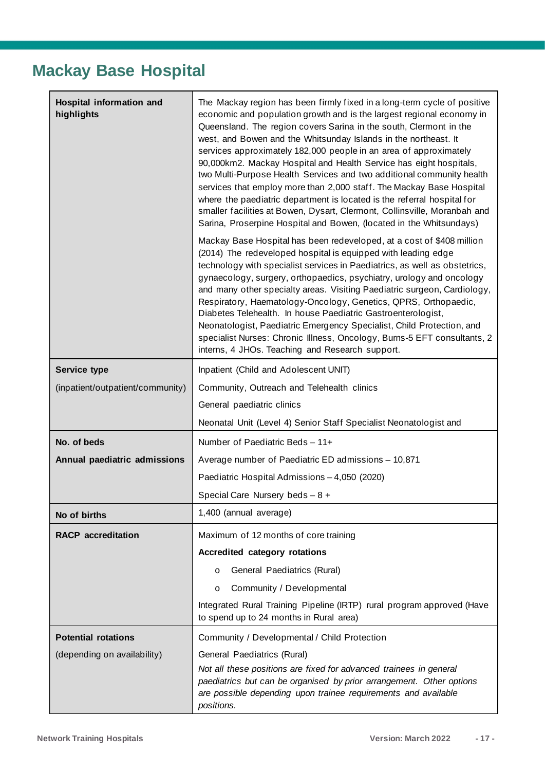# Mackay Base Hospital

| | |
|---|---|
| **Hospital information and highlights** | The Mackay region has been firmly fixed in a long-term cycle of positive economic and population growth and is the largest regional economy in Queensland. The region covers Sarina in the south, Clermont in the west, and Bowen and the Whitsunday Islands in the northeast. It services approximately 182,000 people in an area of approximately 90,000km2. Mackay Hospital and Health Service has eight hospitals, two Multi-Purpose Health Services and two additional community health services that employ more than 2,000 staff. The Mackay Base Hospital where the paediatric department is located is the referral hospital for smaller facilities at Bowen, Dysart, Clermont, Collinsville, Moranbah and Sarina, Proserpine Hospital and Bowen, (located in the Whitsundays)<br><br>Mackay Base Hospital has been redeveloped, at a cost of $408 million (2014) The redeveloped hospital is equipped with leading edge technology with specialist services in Paediatrics, as well as obstetrics, gynaecology, surgery, orthopaedics, psychiatry, urology and oncology and many other specialty areas. Visiting Paediatric surgeon, Cardiology, Respiratory, Haematology-Oncology, Genetics, QPRS, Orthopaedic, Diabetes Telehealth. In house Paediatric Gastroenterologist, Neonatologist, Paediatric Emergency Specialist, Child Protection, and specialist Nurses: Chronic Illness, Oncology, Burns-5 EFT consultants, 2 interns, 4 JHOs. Teaching and Research support. |
| **Service type**<br><br>(inpatient/outpatient/community) | Inpatient (Child and Adolescent UNIT)<br><br>Community, Outreach and Telehealth clinics<br><br>General paediatric clinics<br><br>Neonatal Unit (Level 4) Senior Staff Specialist Neonatologist and |
| **No. of beds**<br><br>**Annual paediatric admissions** | Number of Paediatric Beds – 11+<br><br>Average number of Paediatric ED admissions – 10,871<br><br>Paediatric Hospital Admissions – 4,050 (2020)<br><br>Special Care Nursery beds – 8 + |
| **No of births** | 1,400 (annual average) |
| **RACP accreditation** | Maximum of 12 months of core training<br><br>**Accredited category rotations**<br><br>o General Paediatrics (Rural)<br><br>o Community / Developmental<br><br>Integrated Rural Training Pipeline (IRTP) rural program approved (Have to spend up to 24 months in Rural area) |
| **Potential rotations**<br><br>(depending on availability) | Community / Developmental / Child Protection<br><br>General Paediatrics (Rural)<br><br>*Not all these positions are fixed for advanced trainees in general paediatrics but can be organised by prior arrangement. Other options are possible depending upon trainee requirements and available positions.* |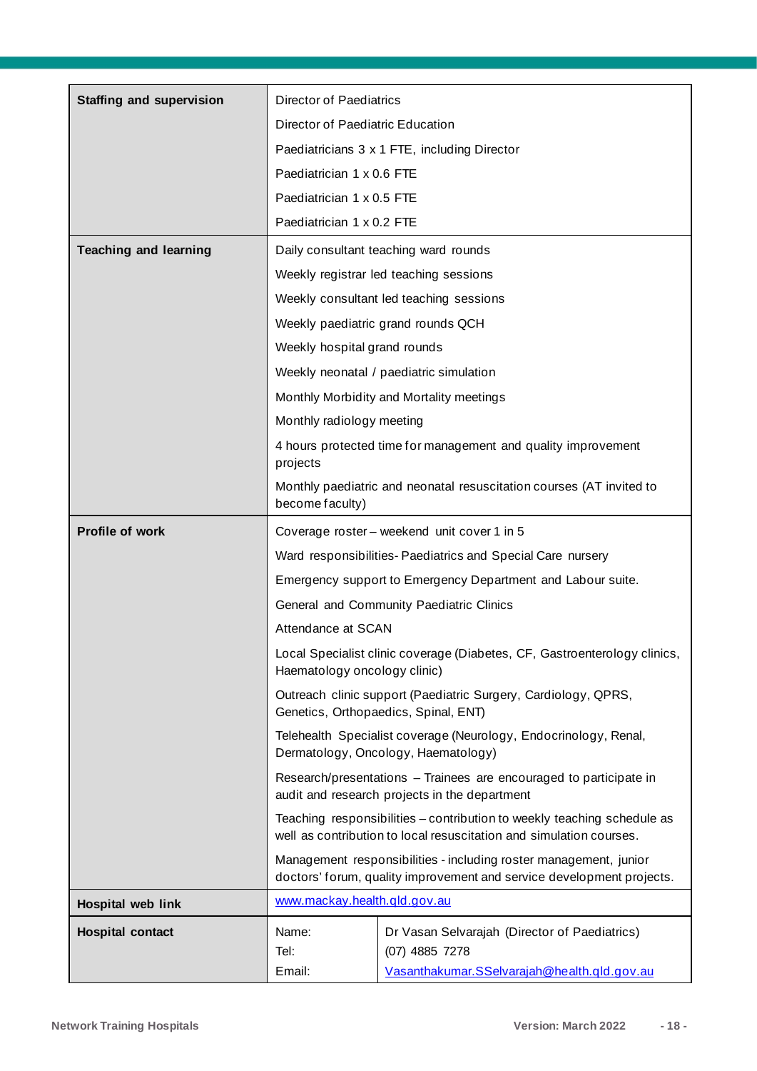| | |
|---|---|
| **Staffing and supervision** | Director of Paediatrics<br>Director of Paediatric Education<br>Paediatricians 3 x 1 FTE, including Director<br>Paediatrician 1 x 0.6 FTE<br>Paediatrician 1 x 0.5 FTE<br>Paediatrician 1 x 0.2 FTE |
| **Teaching and learning** | Daily consultant teaching ward rounds<br>Weekly registrar led teaching sessions<br>Weekly consultant led teaching sessions<br>Weekly paediatric grand rounds QCH<br>Weekly hospital grand rounds<br>Weekly neonatal / paediatric simulation<br>Monthly Morbidity and Mortality meetings<br>Monthly radiology meeting<br>4 hours protected time for management and quality improvement projects<br>Monthly paediatric and neonatal resuscitation courses (AT invited to become faculty) |
| **Profile of work** | Coverage roster – weekend unit cover 1 in 5<br>Ward responsibilities- Paediatrics and Special Care nursery<br>Emergency support to Emergency Department and Labour suite.<br>General and Community Paediatric Clinics<br>Attendance at SCAN<br>Local Specialist clinic coverage (Diabetes, CF, Gastroenterology clinics, Haematology oncology clinic)<br>Outreach clinic support (Paediatric Surgery, Cardiology, QPRS, Genetics, Orthopaedics, Spinal, ENT)<br>Telehealth Specialist coverage (Neurology, Endocrinology, Renal, Dermatology, Oncology, Haematology)<br>Research/presentations – Trainees are encouraged to participate in audit and research projects in the department<br>Teaching responsibilities – contribution to weekly teaching schedule as well as contribution to local resuscitation and simulation courses.<br>Management responsibilities - including roster management, junior doctors' forum, quality improvement and service development projects. |
| **Hospital web link** | www.mackay.health.qld.gov.au |
| **Hospital contact** | Name: Dr Vasan Selvarajah (Director of Paediatrics)<br>Tel: (07) 4885 7278<br>Email: Vasanthakumar.SSelvarajah@health.qld.gov.au |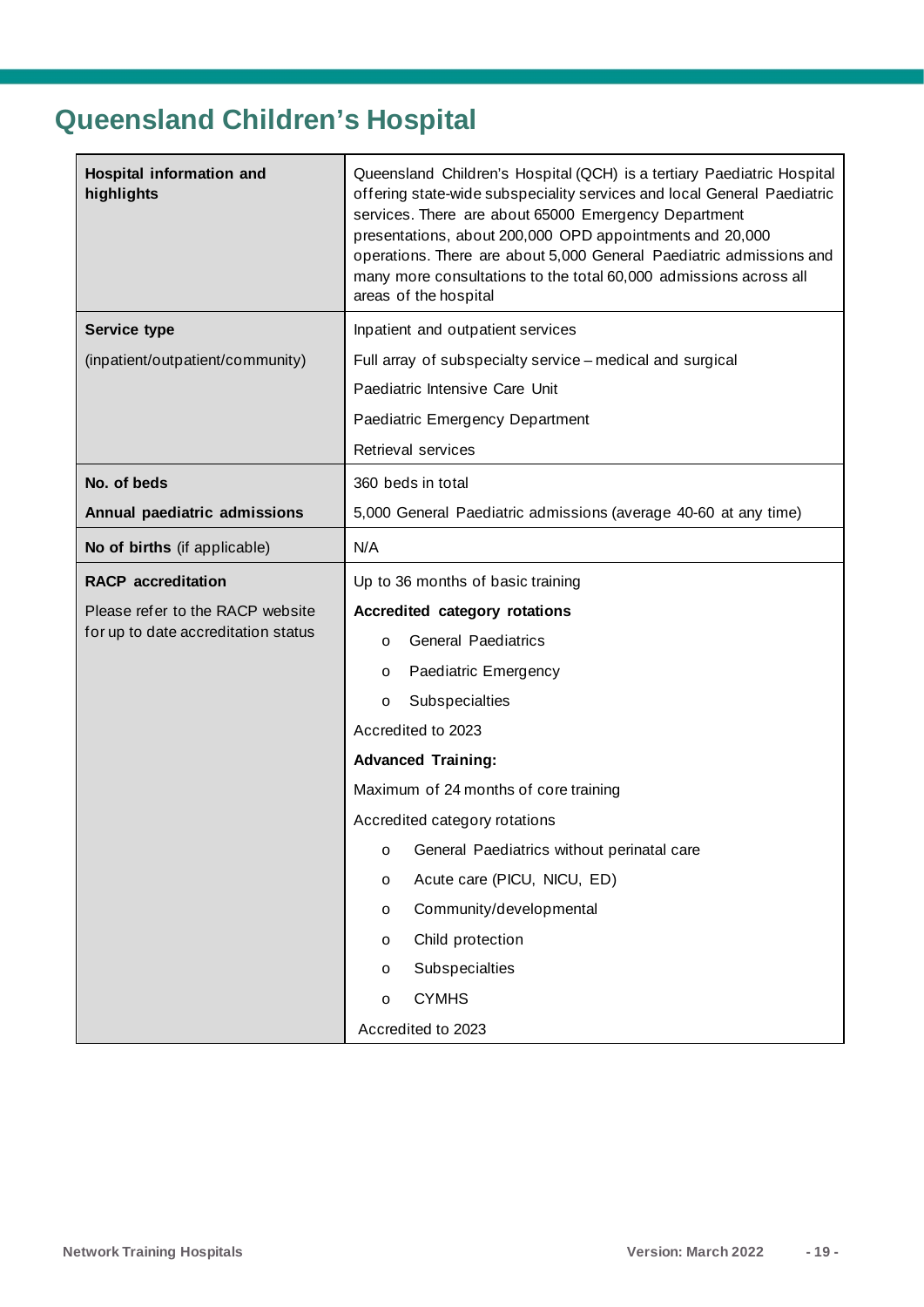# Queensland Children's Hospital

| | |
|---|---|
| **Hospital information and highlights** | Queensland Children's Hospital (QCH) is a tertiary Paediatric Hospital offering state-wide subspeciality services and local General Paediatric services. There are about 65000 Emergency Department presentations, about 200,000 OPD appointments and 20,000 operations. There are about 5,000 General Paediatric admissions and many more consultations to the total 60,000 admissions across all areas of the hospital |
| **Service type**<br>(inpatient/outpatient/community) | Inpatient and outpatient services<br>Full array of subspecialty service – medical and surgical<br>Paediatric Intensive Care Unit<br>Paediatric Emergency Department<br>Retrieval services |
| **No. of beds**<br>**Annual paediatric admissions** | 360 beds in total<br>5,000 General Paediatric admissions (average 40-60 at any time) |
| **No of births** (if applicable) | N/A |
| **RACP accreditation**<br>Please refer to the RACP website for up to date accreditation status | Up to 36 months of basic training<br>**Accredited category rotations**<br>o General Paediatrics<br>o Paediatric Emergency<br>o Subspecialties<br>Accredited to 2023<br>**Advanced Training:**<br>Maximum of 24 months of core training<br>Accredited category rotations<br>o General Paediatrics without perinatal care<br>o Acute care (PICU, NICU, ED)<br>o Community/developmental<br>o Child protection<br>o Subspecialties<br>o CYMHS<br>Accredited to 2023 |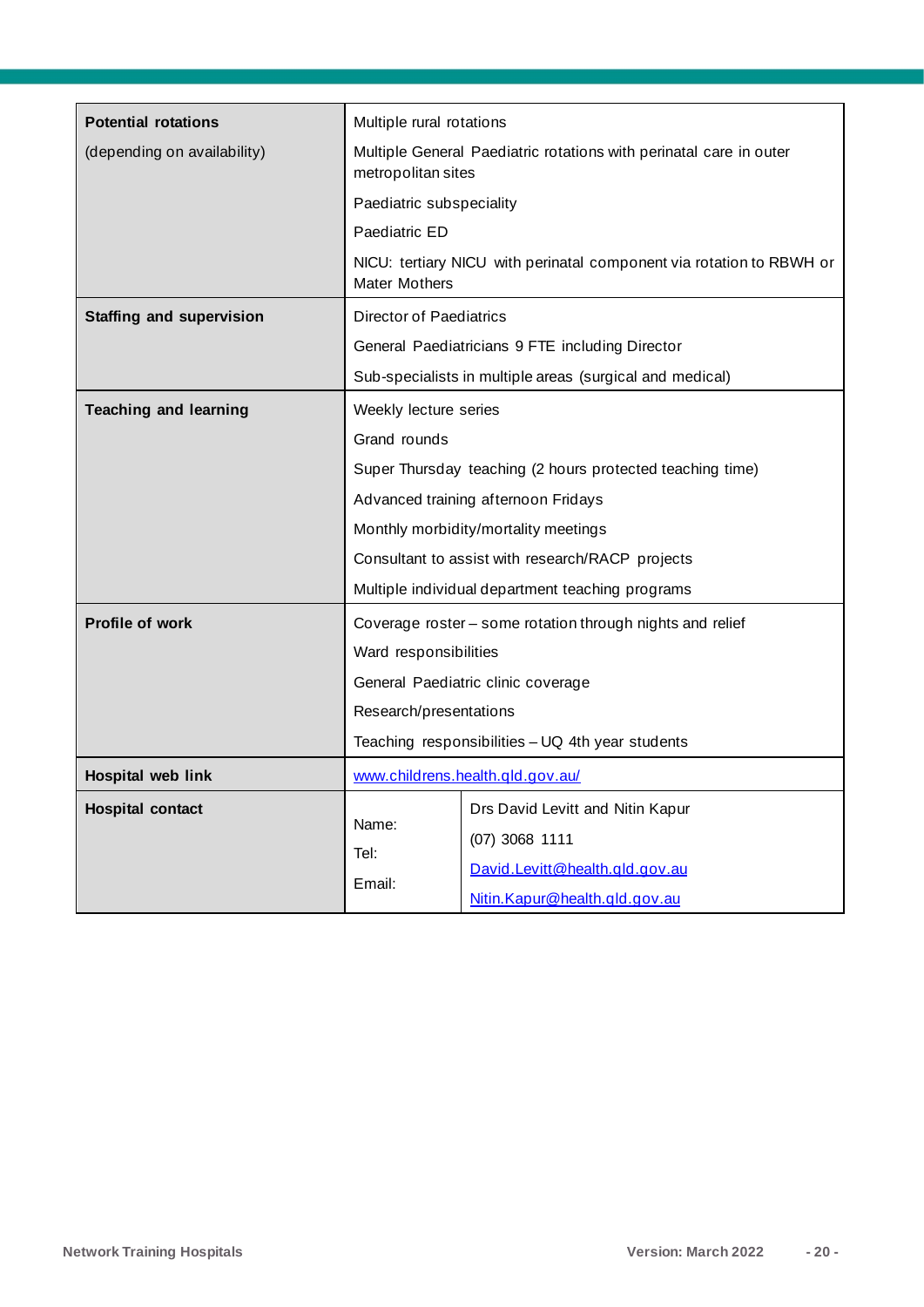| | |
|---|---|
| **Potential rotations**<br>(depending on availability) | Multiple rural rotations<br>Multiple General Paediatric rotations with perinatal care in outer metropolitan sites<br>Paediatric subspeciality<br>Paediatric ED<br>NICU: tertiary NICU with perinatal component via rotation to RBWH or Mater Mothers |
| **Staffing and supervision** | Director of Paediatrics<br>General Paediatricians 9 FTE including Director<br>Sub-specialists in multiple areas (surgical and medical) |
| **Teaching and learning** | Weekly lecture series<br>Grand rounds<br>Super Thursday teaching (2 hours protected teaching time)<br>Advanced training afternoon Fridays<br>Monthly morbidity/mortality meetings<br>Consultant to assist with research/RACP projects<br>Multiple individual department teaching programs |
| **Profile of work** | Coverage roster – some rotation through nights and relief<br>Ward responsibilities<br>General Paediatric clinic coverage<br>Research/presentations<br>Teaching responsibilities – UQ 4th year students |
| **Hospital web link** | www.childrens.health.qld.gov.au/ |
| **Hospital contact** | Name: Drs David Levitt and Nitin Kapur<br>Tel: (07) 3068 1111<br>Email: David.Levitt@health.qld.gov.au<br>Nitin.Kapur@health.qld.gov.au |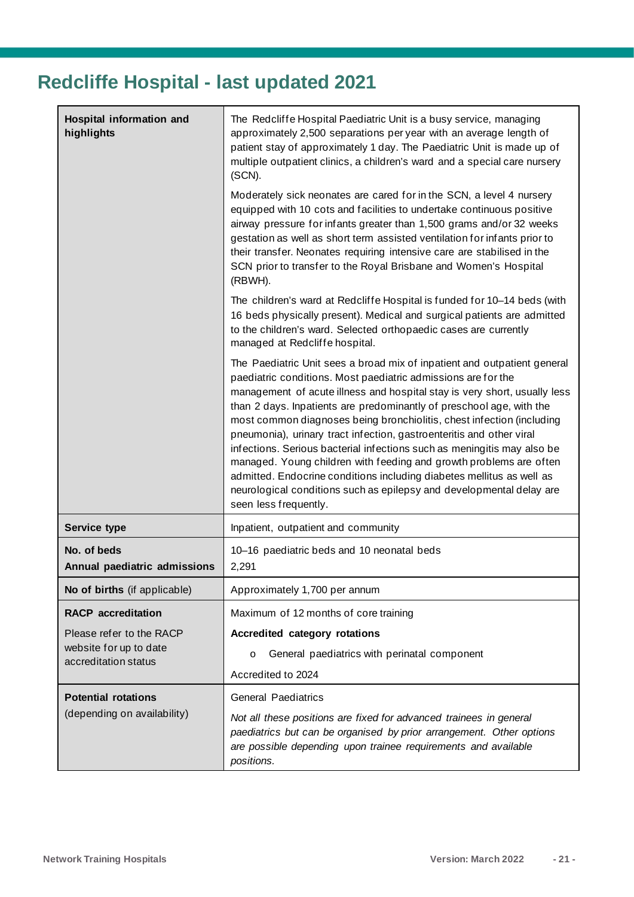# Redcliffe Hospital - last updated 2021

| | |
|---|---|
| **Hospital information and highlights** | The Redcliffe Hospital Paediatric Unit is a busy service, managing approximately 2,500 separations per year with an average length of patient stay of approximately 1 day. The Paediatric Unit is made up of multiple outpatient clinics, a children's ward and a special care nursery (SCN).<br><br>Moderately sick neonates are cared for in the SCN, a level 4 nursery equipped with 10 cots and facilities to undertake continuous positive airway pressure for infants greater than 1,500 grams and/or 32 weeks gestation as well as short term assisted ventilation for infants prior to their transfer. Neonates requiring intensive care are stabilised in the SCN prior to transfer to the Royal Brisbane and Women's Hospital (RBWH).<br><br>The children's ward at Redcliffe Hospital is funded for 10–14 beds (with 16 beds physically present). Medical and surgical patients are admitted to the children's ward. Selected orthopaedic cases are currently managed at Redcliffe hospital.<br><br>The Paediatric Unit sees a broad mix of inpatient and outpatient general paediatric conditions. Most paediatric admissions are for the management of acute illness and hospital stay is very short, usually less than 2 days. Inpatients are predominantly of preschool age, with the most common diagnoses being bronchiolitis, chest infection (including pneumonia), urinary tract infection, gastroenteritis and other viral infections. Serious bacterial infections such as meningitis may also be managed. Young children with feeding and growth problems are often admitted. Endocrine conditions including diabetes mellitus as well as neurological conditions such as epilepsy and developmental delay are seen less frequently. |
| **Service type** | Inpatient, outpatient and community |
| **No. of beds**<br>**Annual paediatric admissions** | 10–16 paediatric beds and 10 neonatal beds<br>2,291 |
| **No of births** (if applicable) | Approximately 1,700 per annum |
| **RACP accreditation**<br><br>Please refer to the RACP website for up to date accreditation status | Maximum of 12 months of core training<br><br>**Accredited category rotations**<br><br>o General paediatrics with perinatal component<br><br>Accredited to 2024 |
| **Potential rotations**<br>(depending on availability) | General Paediatrics<br><br>*Not all these positions are fixed for advanced trainees in general paediatrics but can be organised by prior arrangement. Other options are possible depending upon trainee requirements and available positions.* |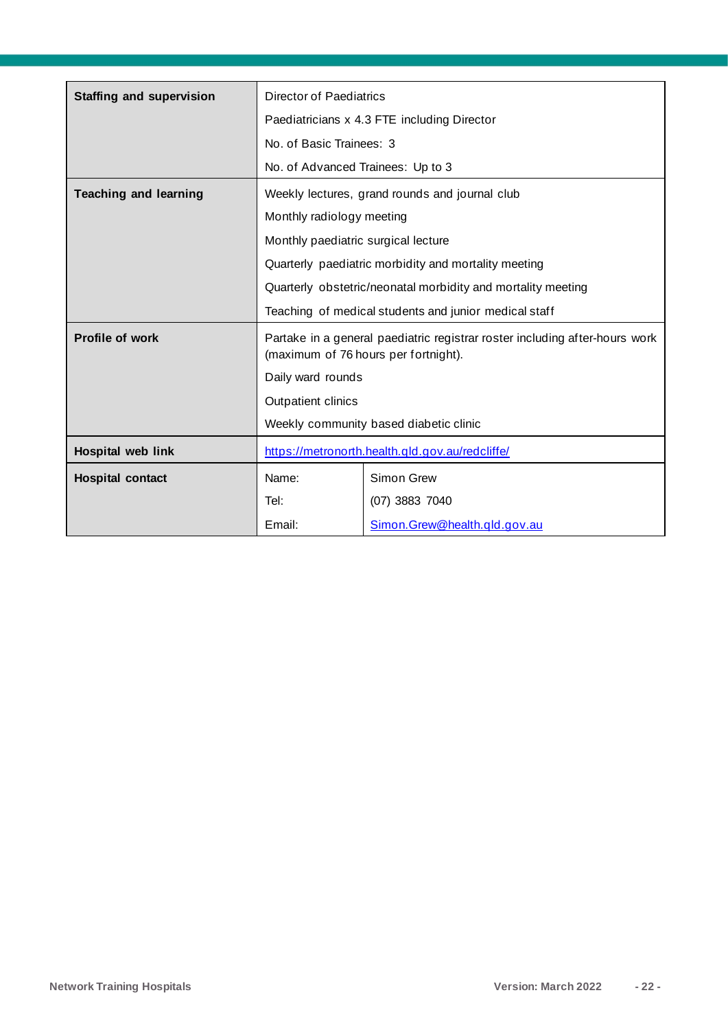| | | |
|---|---|---|
| **Staffing and supervision** | Director of Paediatrics<br>Paediatricians x 4.3 FTE including Director<br>No. of Basic Trainees: 3<br>No. of Advanced Trainees: Up to 3 | |
| **Teaching and learning** | Weekly lectures, grand rounds and journal club<br>Monthly radiology meeting<br>Monthly paediatric surgical lecture<br>Quarterly paediatric morbidity and mortality meeting<br>Quarterly obstetric/neonatal morbidity and mortality meeting<br>Teaching of medical students and junior medical staff | |
| **Profile of work** | Partake in a general paediatric registrar roster including after-hours work (maximum of 76 hours per fortnight).<br>Daily ward rounds<br>Outpatient clinics<br>Weekly community based diabetic clinic | |
| **Hospital web link** | https://metronorth.health.qld.gov.au/redcliffe/ | |
| **Hospital contact** | Name:<br>Tel:<br>Email: | Simon Grew<br>(07) 3883 7040<br>Simon.Grew@health.qld.gov.au |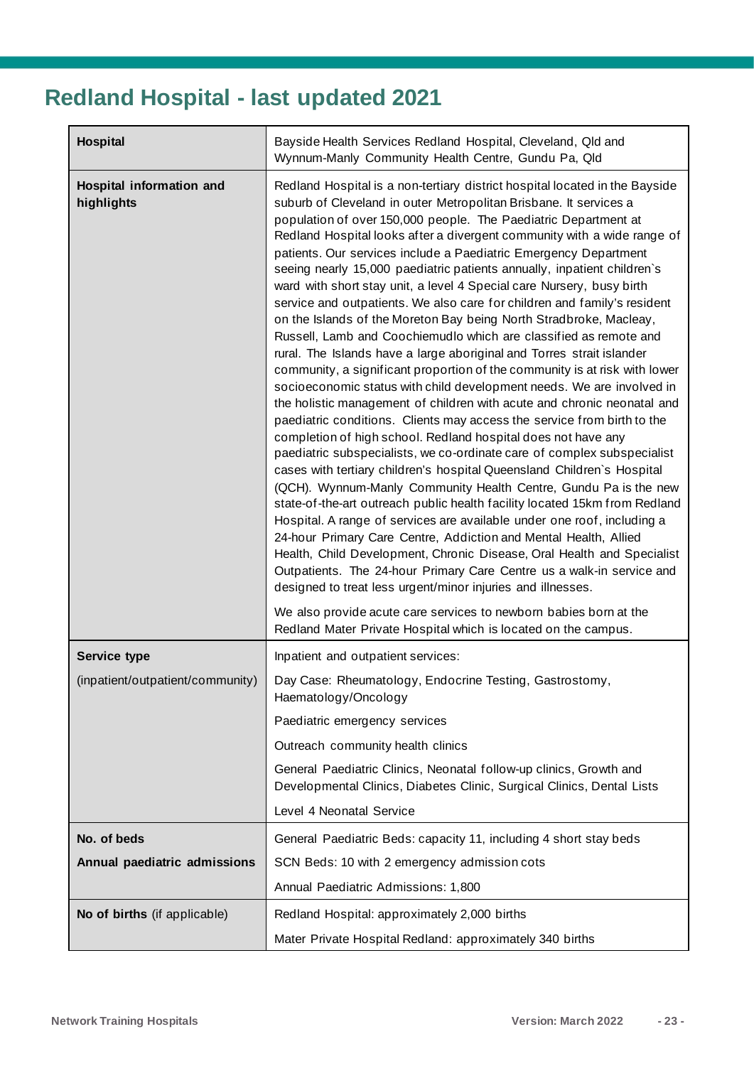# Redland Hospital - last updated 2021

| | |
|---|---|
| **Hospital** | Bayside Health Services Redland Hospital, Cleveland, Qld and Wynnum-Manly Community Health Centre, Gundu Pa, Qld |
| **Hospital information and highlights** | Redland Hospital is a non-tertiary district hospital located in the Bayside suburb of Cleveland in outer Metropolitan Brisbane. It services a population of over 150,000 people. The Paediatric Department at Redland Hospital looks after a divergent community with a wide range of patients. Our services include a Paediatric Emergency Department seeing nearly 15,000 paediatric patients annually, inpatient children`s ward with short stay unit, a level 4 Special care Nursery, busy birth service and outpatients. We also care for children and family's resident on the Islands of the Moreton Bay being North Stradbroke, Macleay, Russell, Lamb and Coochiemudlo which are classified as remote and rural. The Islands have a large aboriginal and Torres strait islander community, a significant proportion of the community is at risk with lower socioeconomic status with child development needs. We are involved in the holistic management of children with acute and chronic neonatal and paediatric conditions. Clients may access the service from birth to the completion of high school. Redland hospital does not have any paediatric subspecialists, we co-ordinate care of complex subspecialist cases with tertiary children's hospital Queensland Children`s Hospital (QCH). Wynnum-Manly Community Health Centre, Gundu Pa is the new state-of-the-art outreach public health facility located 15km from Redland Hospital. A range of services are available under one roof, including a 24-hour Primary Care Centre, Addiction and Mental Health, Allied Health, Child Development, Chronic Disease, Oral Health and Specialist Outpatients. The 24-hour Primary Care Centre us a walk-in service and designed to treat less urgent/minor injuries and illnesses.<br><br>We also provide acute care services to newborn babies born at the Redland Mater Private Hospital which is located on the campus. |
| **Service type**<br><br>(inpatient/outpatient/community) | Inpatient and outpatient services:<br><br>Day Case: Rheumatology, Endocrine Testing, Gastrostomy, Haematology/Oncology<br><br>Paediatric emergency services<br><br>Outreach community health clinics<br><br>General Paediatric Clinics, Neonatal follow-up clinics, Growth and Developmental Clinics, Diabetes Clinic, Surgical Clinics, Dental Lists<br><br>Level 4 Neonatal Service |
| **No. of beds**<br><br>**Annual paediatric admissions** | General Paediatric Beds: capacity 11, including 4 short stay beds<br><br>SCN Beds: 10 with 2 emergency admission cots<br><br>Annual Paediatric Admissions: 1,800 |
| **No of births** (if applicable) | Redland Hospital: approximately 2,000 births<br><br>Mater Private Hospital Redland: approximately 340 births |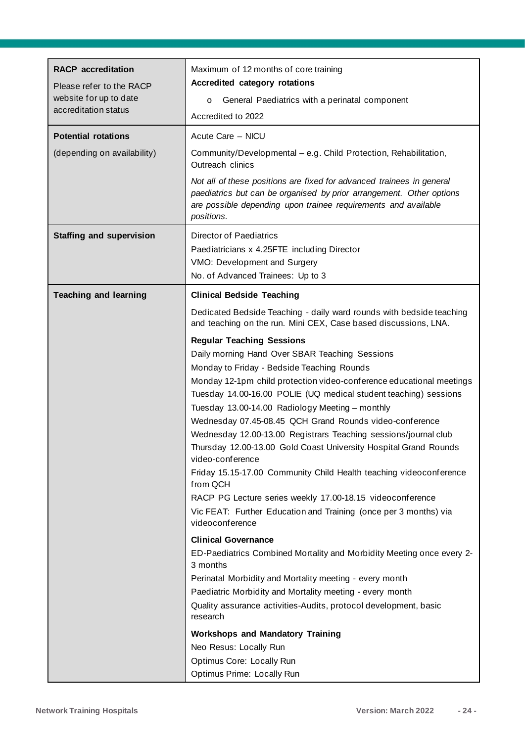| **RACP accreditation**<br><br>Please refer to the RACP website for up to date accreditation status | Maximum of 12 months of core training<br>**Accredited category rotations**<br>o General Paediatrics with a perinatal component<br>Accredited to 2022 |
|---|---|
| **Potential rotations**<br><br>(depending on availability) | Acute Care – NICU<br>Community/Developmental – e.g. Child Protection, Rehabilitation, Outreach clinics<br>*Not all of these positions are fixed for advanced trainees in general paediatrics but can be organised by prior arrangement. Other options are possible depending upon trainee requirements and available positions.* |
| **Staffing and supervision** | Director of Paediatrics<br>Paediatricians x 4.25FTE including Director<br>VMO: Development and Surgery<br>No. of Advanced Trainees: Up to 3 |
| **Teaching and learning** | **Clinical Bedside Teaching**<br>Dedicated Bedside Teaching - daily ward rounds with bedside teaching and teaching on the run. Mini CEX, Case based discussions, LNA.<br>**Regular Teaching Sessions**<br>Daily morning Hand Over SBAR Teaching Sessions<br>Monday to Friday - Bedside Teaching Rounds<br>Monday 12-1pm child protection video-conference educational meetings<br>Tuesday 14.00-16.00 POLIE (UQ medical student teaching) sessions<br>Tuesday 13.00-14.00 Radiology Meeting – monthly<br>Wednesday 07.45-08.45 QCH Grand Rounds video-conference<br>Wednesday 12.00-13.00 Registrars Teaching sessions/journal club<br>Thursday 12.00-13.00 Gold Coast University Hospital Grand Rounds video-conference<br>Friday 15.15-17.00 Community Child Health teaching videoconference from QCH<br>RACP PG Lecture series weekly 17.00-18.15 videoconference<br>Vic FEAT: Further Education and Training (once per 3 months) via videoconference<br>**Clinical Governance**<br>ED-Paediatrics Combined Mortality and Morbidity Meeting once every 2-3 months<br>Perinatal Morbidity and Mortality meeting - every month<br>Paediatric Morbidity and Mortality meeting - every month<br>Quality assurance activities-Audits, protocol development, basic research<br>**Workshops and Mandatory Training**<br>Neo Resus: Locally Run<br>Optimus Core: Locally Run<br>Optimus Prime: Locally Run |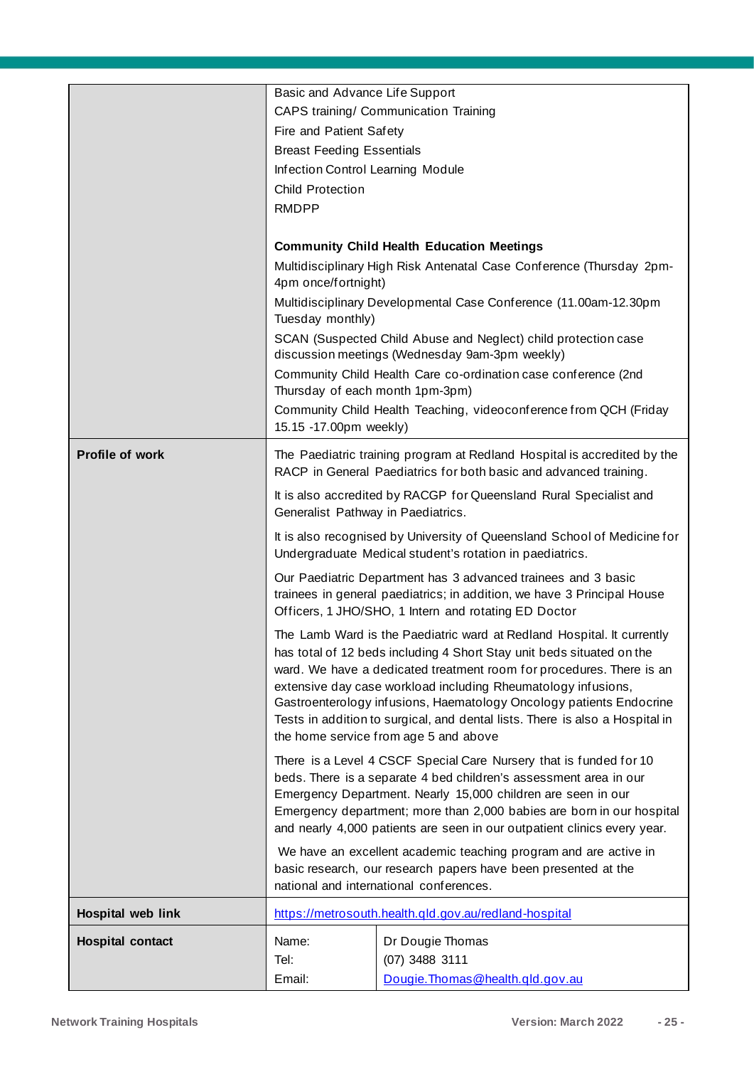| | | |
|---|---|---|
| | Basic and Advance Life Support<br>CAPS training/ Communication Training<br>Fire and Patient Safety<br>Breast Feeding Essentials<br>Infection Control Learning Module<br>Child Protection<br>RMDPP<br><br>**Community Child Health Education Meetings**<br>Multidisciplinary High Risk Antenatal Case Conference (Thursday 2pm-4pm once/fortnight)<br>Multidisciplinary Developmental Case Conference (11.00am-12.30pm Tuesday monthly)<br>SCAN (Suspected Child Abuse and Neglect) child protection case discussion meetings (Wednesday 9am-3pm weekly)<br>Community Child Health Care co-ordination case conference (2nd Thursday of each month 1pm-3pm)<br>Community Child Health Teaching, videoconference from QCH (Friday 15.15 -17.00pm weekly) | |
| **Profile of work** | The Paediatric training program at Redland Hospital is accredited by the RACP in General Paediatrics for both basic and advanced training.<br><br>It is also accredited by RACGP for Queensland Rural Specialist and Generalist Pathway in Paediatrics.<br><br>It is also recognised by University of Queensland School of Medicine for Undergraduate Medical student's rotation in paediatrics.<br><br>Our Paediatric Department has 3 advanced trainees and 3 basic trainees in general paediatrics; in addition, we have 3 Principal House Officers, 1 JHO/SHO, 1 Intern and rotating ED Doctor<br><br>The Lamb Ward is the Paediatric ward at Redland Hospital. It currently has total of 12 beds including 4 Short Stay unit beds situated on the ward. We have a dedicated treatment room for procedures. There is an extensive day case workload including Rheumatology infusions, Gastroenterology infusions, Haematology Oncology patients Endocrine Tests in addition to surgical, and dental lists. There is also a Hospital in the home service from age 5 and above<br><br>There is a Level 4 CSCF Special Care Nursery that is funded for 10 beds. There is a separate 4 bed children's assessment area in our Emergency Department. Nearly 15,000 children are seen in our Emergency department; more than 2,000 babies are born in our hospital and nearly 4,000 patients are seen in our outpatient clinics every year.<br><br>We have an excellent academic teaching program and are active in basic research, our research papers have been presented at the national and international conferences. | |
| **Hospital web link** | https://metrosouth.health.qld.gov.au/redland-hospital | |
| **Hospital contact** | Name:<br>Tel:<br>Email: | Dr Dougie Thomas<br>(07) 3488 3111<br>Dougie.Thomas@health.qld.gov.au |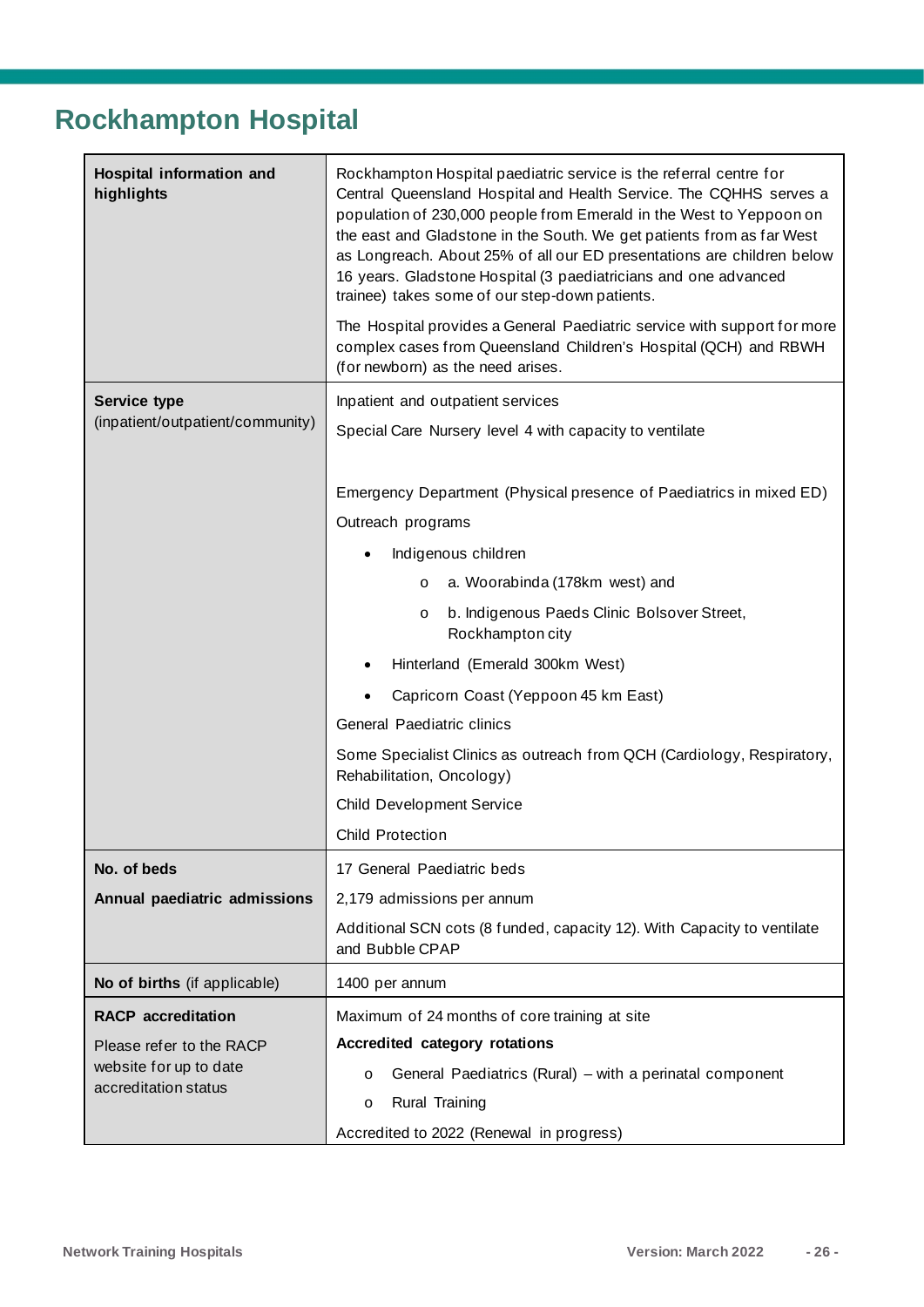# Rockhampton Hospital

| | |
|---|---|
| **Hospital information and highlights** | Rockhampton Hospital paediatric service is the referral centre for Central Queensland Hospital and Health Service. The CQHHS serves a population of 230,000 people from Emerald in the West to Yeppoon on the east and Gladstone in the South. We get patients from as far West as Longreach. About 25% of all our ED presentations are children below 16 years. Gladstone Hospital (3 paediatricians and one advanced trainee) takes some of our step-down patients.<br><br>The Hospital provides a General Paediatric service with support for more complex cases from Queensland Children's Hospital (QCH) and RBWH (for newborn) as the need arises. |
| **Service type** (inpatient/outpatient/community) | Inpatient and outpatient services<br><br>Special Care Nursery level 4 with capacity to ventilate<br><br>Emergency Department (Physical presence of Paediatrics in mixed ED)<br><br>Outreach programs<br>• Indigenous children<br>  o a. Woorabinda (178km west) and<br>  o b. Indigenous Paeds Clinic Bolsover Street, Rockhampton city<br>• Hinterland (Emerald 300km West)<br>• Capricorn Coast (Yeppoon 45 km East)<br><br>General Paediatric clinics<br><br>Some Specialist Clinics as outreach from QCH (Cardiology, Respiratory, Rehabilitation, Oncology)<br><br>Child Development Service<br><br>Child Protection |
| **No. of beds**<br><br>**Annual paediatric admissions** | 17 General Paediatric beds<br><br>2,179 admissions per annum<br><br>Additional SCN cots (8 funded, capacity 12). With Capacity to ventilate and Bubble CPAP |
| **No of births** (if applicable) | 1400 per annum |
| **RACP accreditation**<br><br>Please refer to the RACP website for up to date accreditation status | Maximum of 24 months of core training at site<br><br>**Accredited category rotations**<br>  o General Paediatrics (Rural) – with a perinatal component<br>  o Rural Training<br><br>Accredited to 2022 (Renewal in progress) |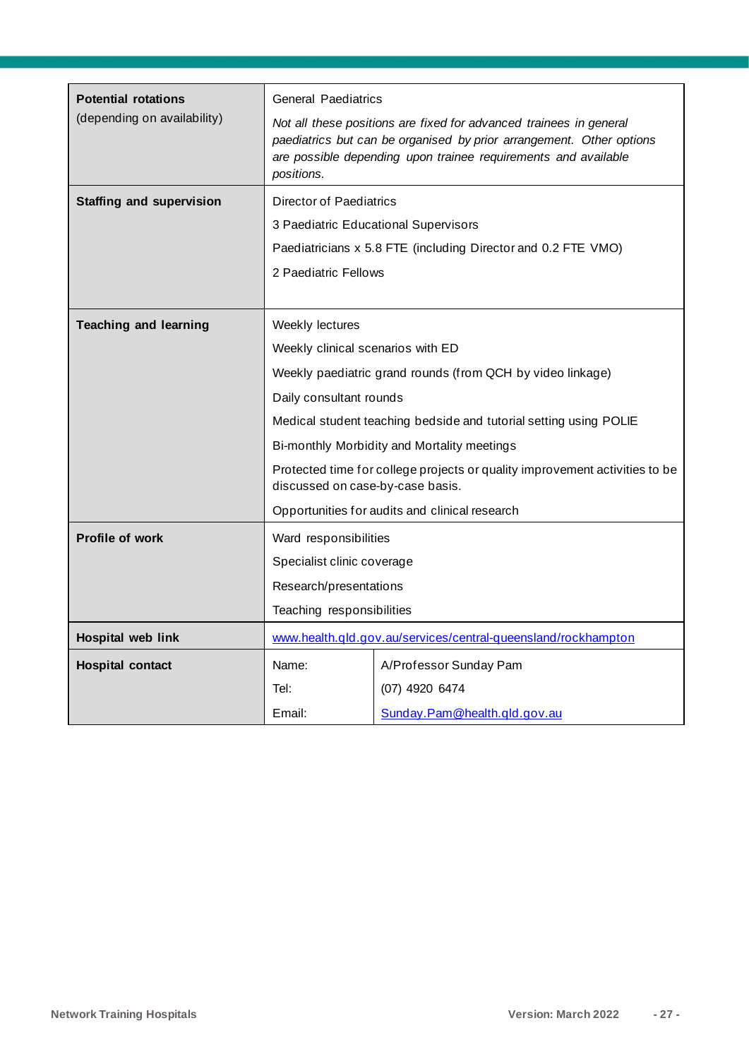| | |
|---|---|
| **Potential rotations** (depending on availability) | General Paediatrics<br>*Not all these positions are fixed for advanced trainees in general paediatrics but can be organised by prior arrangement. Other options are possible depending upon trainee requirements and available positions.* |
| **Staffing and supervision** | Director of Paediatrics<br>3 Paediatric Educational Supervisors<br>Paediatricians x 5.8 FTE (including Director and 0.2 FTE VMO)<br>2 Paediatric Fellows |
| **Teaching and learning** | Weekly lectures<br>Weekly clinical scenarios with ED<br>Weekly paediatric grand rounds (from QCH by video linkage)<br>Daily consultant rounds<br>Medical student teaching bedside and tutorial setting using POLIE<br>Bi-monthly Morbidity and Mortality meetings<br>Protected time for college projects or quality improvement activities to be discussed on case-by-case basis.<br>Opportunities for audits and clinical research |
| **Profile of work** | Ward responsibilities<br>Specialist clinic coverage<br>Research/presentations<br>Teaching responsibilities |
| **Hospital web link** | www.health.qld.gov.au/services/central-queensland/rockhampton |
| **Hospital contact** | Name: A/Professor Sunday Pam<br>Tel: (07) 4920 6474<br>Email: Sunday.Pam@health.qld.gov.au |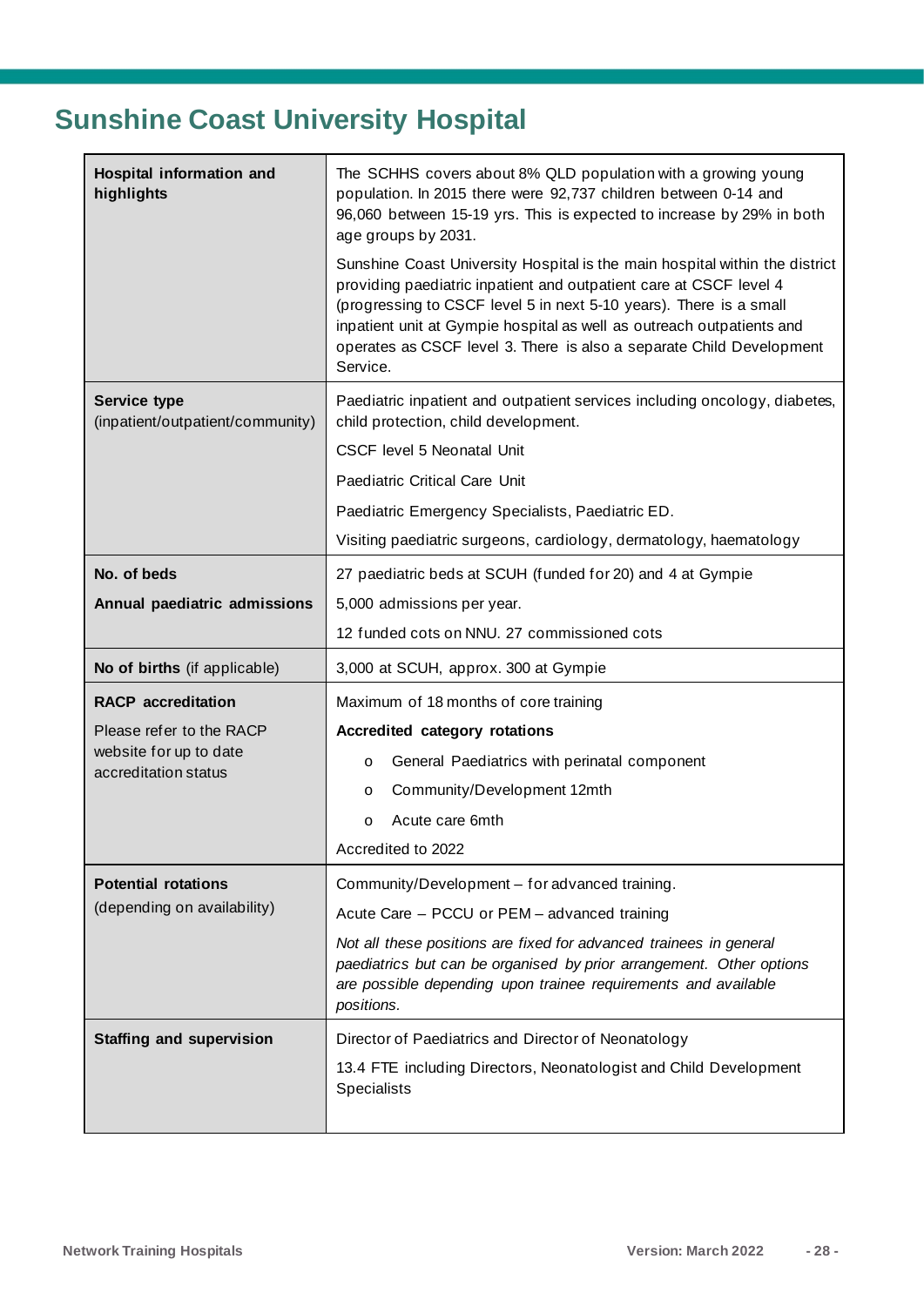# Sunshine Coast University Hospital

| | |
|---|---|
| **Hospital information and highlights** | The SCHHS covers about 8% QLD population with a growing young population. In 2015 there were 92,737 children between 0-14 and 96,060 between 15-19 yrs. This is expected to increase by 29% in both age groups by 2031.<br><br>Sunshine Coast University Hospital is the main hospital within the district providing paediatric inpatient and outpatient care at CSCF level 4 (progressing to CSCF level 5 in next 5-10 years). There is a small inpatient unit at Gympie hospital as well as outreach outpatients and operates as CSCF level 3. There is also a separate Child Development Service. |
| **Service type** (inpatient/outpatient/community) | Paediatric inpatient and outpatient services including oncology, diabetes, child protection, child development.<br><br>CSCF level 5 Neonatal Unit<br><br>Paediatric Critical Care Unit<br><br>Paediatric Emergency Specialists, Paediatric ED.<br><br>Visiting paediatric surgeons, cardiology, dermatology, haematology |
| **No. of beds**<br><br>**Annual paediatric admissions** | 27 paediatric beds at SCUH (funded for 20) and 4 at Gympie<br><br>5,000 admissions per year.<br><br>12 funded cots on NNU. 27 commissioned cots |
| **No of births** (if applicable) | 3,000 at SCUH, approx. 300 at Gympie |
| **RACP accreditation**<br><br>Please refer to the RACP website for up to date accreditation status | Maximum of 18 months of core training<br><br>**Accredited category rotations**<br><br>o General Paediatrics with perinatal component<br>o Community/Development 12mth<br>o Acute care 6mth<br><br>Accredited to 2022 |
| **Potential rotations** (depending on availability) | Community/Development – for advanced training.<br><br>Acute Care – PCCU or PEM – advanced training<br><br>*Not all these positions are fixed for advanced trainees in general paediatrics but can be organised by prior arrangement. Other options are possible depending upon trainee requirements and available positions.* |
| **Staffing and supervision** | Director of Paediatrics and Director of Neonatology<br><br>13.4 FTE including Directors, Neonatologist and Child Development Specialists |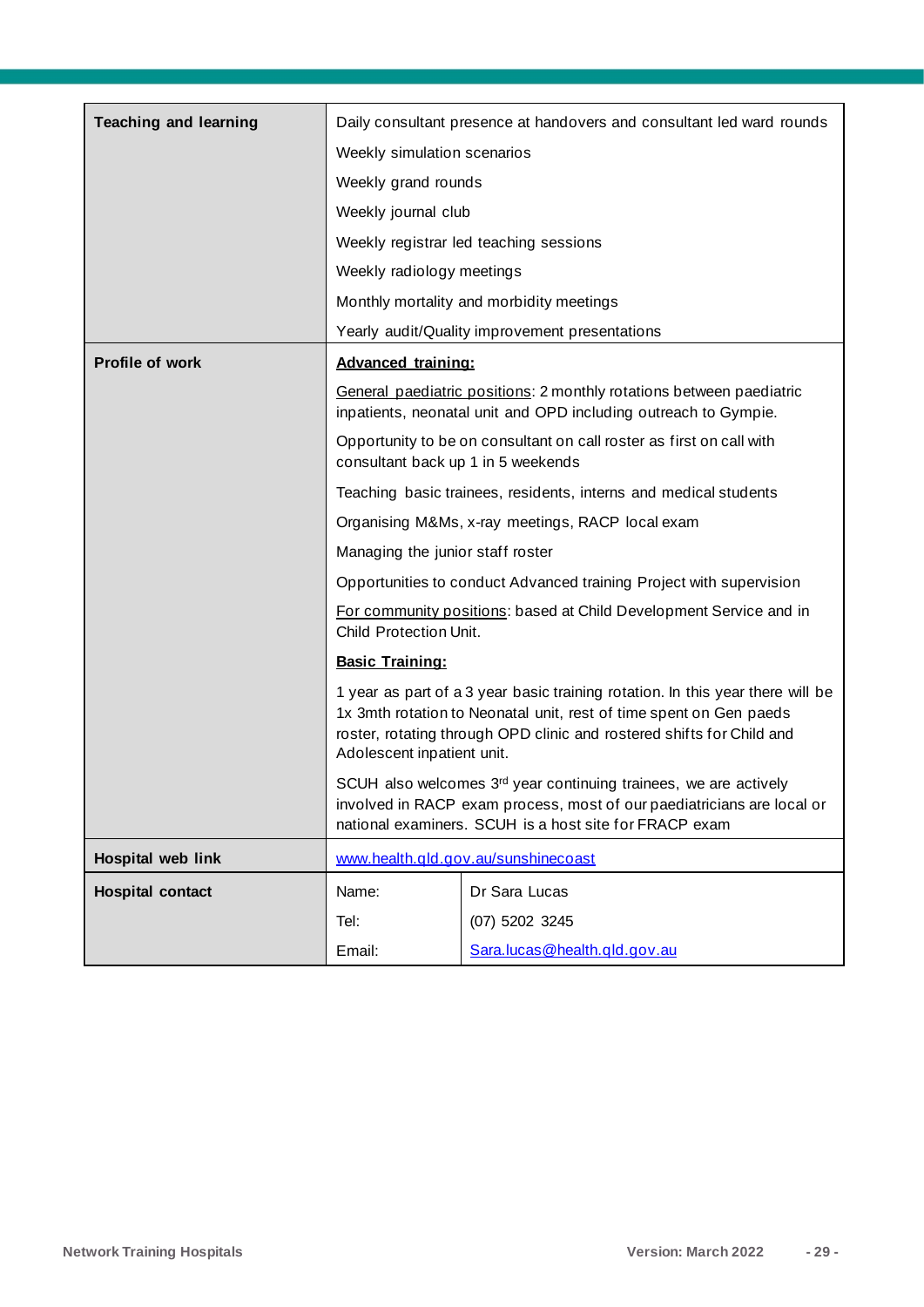| Teaching and learning | Daily consultant presence at handovers and consultant led ward rounds<br>Weekly simulation scenarios<br>Weekly grand rounds<br>Weekly journal club<br>Weekly registrar led teaching sessions<br>Weekly radiology meetings<br>Monthly mortality and morbidity meetings<br>Yearly audit/Quality improvement presentations | |
|---|---|---|
| **Profile of work** | **Advanced training:**<br>General paediatric positions: 2 monthly rotations between paediatric inpatients, neonatal unit and OPD including outreach to Gympie.<br>Opportunity to be on consultant on call roster as first on call with consultant back up 1 in 5 weekends<br>Teaching basic trainees, residents, interns and medical students<br>Organising M&Ms, x-ray meetings, RACP local exam<br>Managing the junior staff roster<br>Opportunities to conduct Advanced training Project with supervision<br>For community positions: based at Child Development Service and in Child Protection Unit.<br>**Basic Training:**<br>1 year as part of a 3 year basic training rotation. In this year there will be 1x 3mth rotation to Neonatal unit, rest of time spent on Gen paeds roster, rotating through OPD clinic and rostered shifts for Child and Adolescent inpatient unit.<br>SCUH also welcomes 3rd year continuing trainees, we are actively involved in RACP exam process, most of our paediatricians are local or national examiners. SCUH is a host site for FRACP exam | |
| **Hospital web link** | www.health.qld.gov.au/sunshinecoast | |
| **Hospital contact** | Name: | Dr Sara Lucas |
| | Tel: | (07) 5202 3245 |
| | Email: | Sara.lucas@health.qld.gov.au |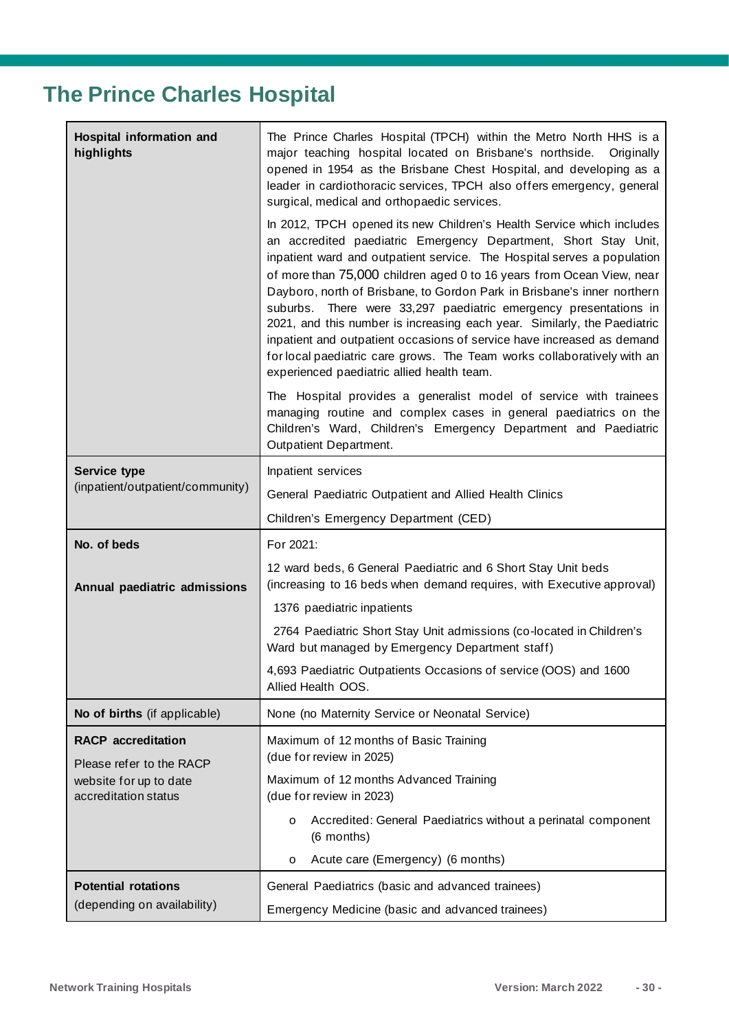# The Prince Charles Hospital

| | |
|---|---|
| **Hospital information and highlights** | The Prince Charles Hospital (TPCH) within the Metro North HHS is a major teaching hospital located on Brisbane's northside. Originally opened in 1954 as the Brisbane Chest Hospital, and developing as a leader in cardiothoracic services, TPCH also offers emergency, general surgical, medical and orthopaedic services.<br><br>In 2012, TPCH opened its new Children's Health Service which includes an accredited paediatric Emergency Department, Short Stay Unit, inpatient ward and outpatient service. The Hospital serves a population of more than 75,000 children aged 0 to 16 years from Ocean View, near Dayboro, north of Brisbane, to Gordon Park in Brisbane's inner northern suburbs. There were 33,297 paediatric emergency presentations in 2021, and this number is increasing each year. Similarly, the Paediatric inpatient and outpatient occasions of service have increased as demand for local paediatric care grows. The Team works collaboratively with an experienced paediatric allied health team.<br><br>The Hospital provides a generalist model of service with trainees managing routine and complex cases in general paediatrics on the Children's Ward, Children's Emergency Department and Paediatric Outpatient Department. |
| **Service type** (inpatient/outpatient/community) | Inpatient services<br><br>General Paediatric Outpatient and Allied Health Clinics<br><br>Children's Emergency Department (CED) |
| **No. of beds**<br><br>**Annual paediatric admissions** | For 2021:<br><br>12 ward beds, 6 General Paediatric and 6 Short Stay Unit beds (increasing to 16 beds when demand requires, with Executive approval)<br><br>1376 paediatric inpatients<br><br>2764 Paediatric Short Stay Unit admissions (co-located in Children's Ward but managed by Emergency Department staff)<br><br>4,693 Paediatric Outpatients Occasions of service (OOS) and 1600 Allied Health OOS. |
| **No of births** (if applicable) | None (no Maternity Service or Neonatal Service) |
| **RACP accreditation**<br><br>Please refer to the RACP website for up to date accreditation status | Maximum of 12 months of Basic Training (due for review in 2025)<br><br>Maximum of 12 months Advanced Training (due for review in 2023)<br><br>o Accredited: General Paediatrics without a perinatal component (6 months)<br><br>o Acute care (Emergency) (6 months) |
| **Potential rotations** (depending on availability) | General Paediatrics (basic and advanced trainees)<br><br>Emergency Medicine (basic and advanced trainees) |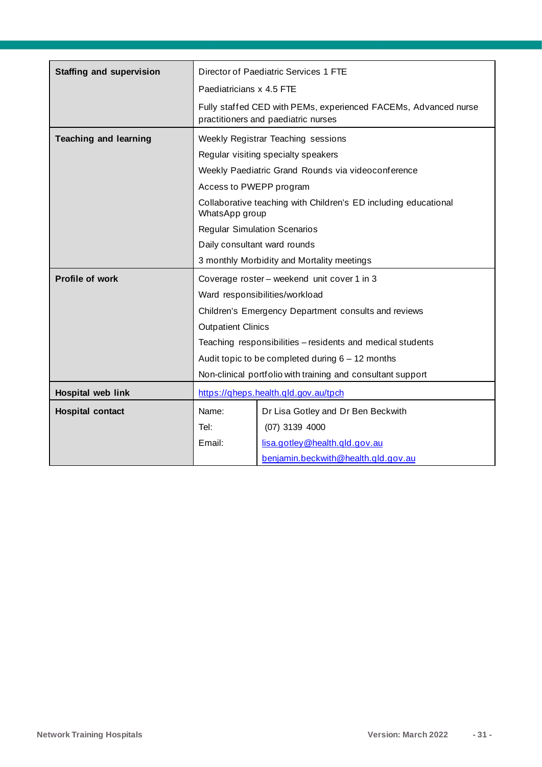| | | |
|---|---|---|
| **Staffing and supervision** | Director of Paediatric Services 1 FTE<br>Paediatricians x 4.5 FTE<br>Fully staffed CED with PEMs, experienced FACEMs, Advanced nurse practitioners and paediatric nurses | |
| **Teaching and learning** | Weekly Registrar Teaching sessions<br>Regular visiting specialty speakers<br>Weekly Paediatric Grand Rounds via videoconference<br>Access to PWEPP program<br>Collaborative teaching with Children's ED including educational WhatsApp group<br>Regular Simulation Scenarios<br>Daily consultant ward rounds<br>3 monthly Morbidity and Mortality meetings | |
| **Profile of work** | Coverage roster – weekend unit cover 1 in 3<br>Ward responsibilities/workload<br>Children's Emergency Department consults and reviews<br>Outpatient Clinics<br>Teaching responsibilities – residents and medical students<br>Audit topic to be completed during 6 – 12 months<br>Non-clinical portfolio with training and consultant support | |
| **Hospital web link** | https://qheps.health.qld.gov.au/tpch | |
| **Hospital contact** | Name: | Dr Lisa Gotley and Dr Ben Beckwith |
| | Tel: | (07) 3139 4000 |
| | Email: | lisa.gotley@health.qld.gov.au<br>benjamin.beckwith@health.qld.gov.au |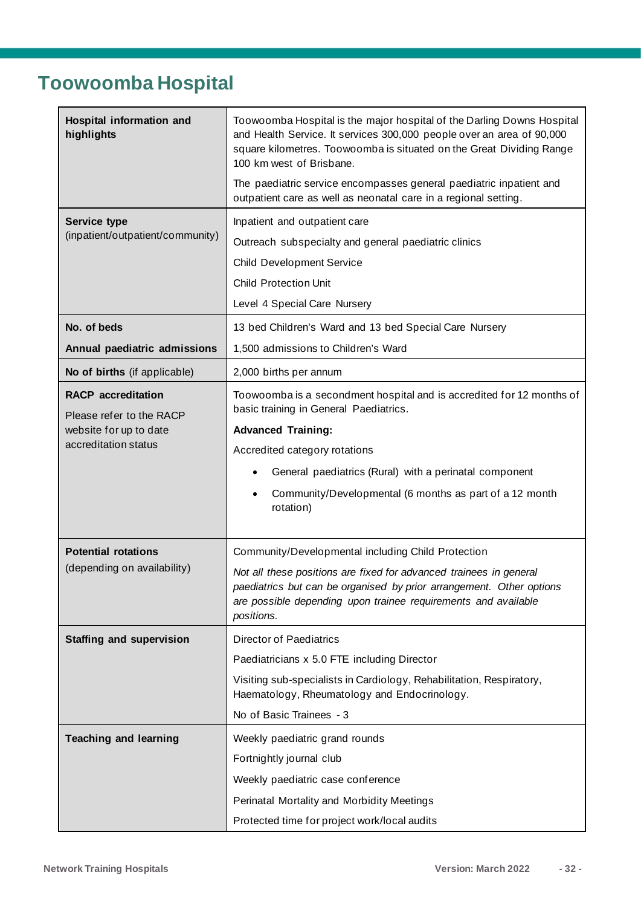# Toowoomba Hospital

| | |
|---|---|
| **Hospital information and highlights** | Toowoomba Hospital is the major hospital of the Darling Downs Hospital and Health Service. It services 300,000 people over an area of 90,000 square kilometres. Toowoomba is situated on the Great Dividing Range 100 km west of Brisbane.<br><br>The paediatric service encompasses general paediatric inpatient and outpatient care as well as neonatal care in a regional setting. |
| **Service type** (inpatient/outpatient/community) | Inpatient and outpatient care<br><br>Outreach subspecialty and general paediatric clinics<br><br>Child Development Service<br><br>Child Protection Unit<br><br>Level 4 Special Care Nursery |
| **No. of beds** | 13 bed Children's Ward and 13 bed Special Care Nursery |
| **Annual paediatric admissions** | 1,500 admissions to Children's Ward |
| **No of births** (if applicable) | 2,000 births per annum |
| **RACP accreditation**<br><br>Please refer to the RACP website for up to date accreditation status | Toowoomba is a secondment hospital and is accredited for 12 months of basic training in General Paediatrics.<br><br>**Advanced Training:**<br><br>Accredited category rotations<br><br>• General paediatrics (Rural) with a perinatal component<br><br>• Community/Developmental (6 months as part of a 12 month rotation) |
| **Potential rotations** (depending on availability) | Community/Developmental including Child Protection<br><br>*Not all these positions are fixed for advanced trainees in general paediatrics but can be organised by prior arrangement. Other options are possible depending upon trainee requirements and available positions.* |
| **Staffing and supervision** | Director of Paediatrics<br><br>Paediatricians x 5.0 FTE including Director<br><br>Visiting sub-specialists in Cardiology, Rehabilitation, Respiratory, Haematology, Rheumatology and Endocrinology.<br><br>No of Basic Trainees - 3 |
| **Teaching and learning** | Weekly paediatric grand rounds<br><br>Fortnightly journal club<br><br>Weekly paediatric case conference<br><br>Perinatal Mortality and Morbidity Meetings<br><br>Protected time for project work/local audits |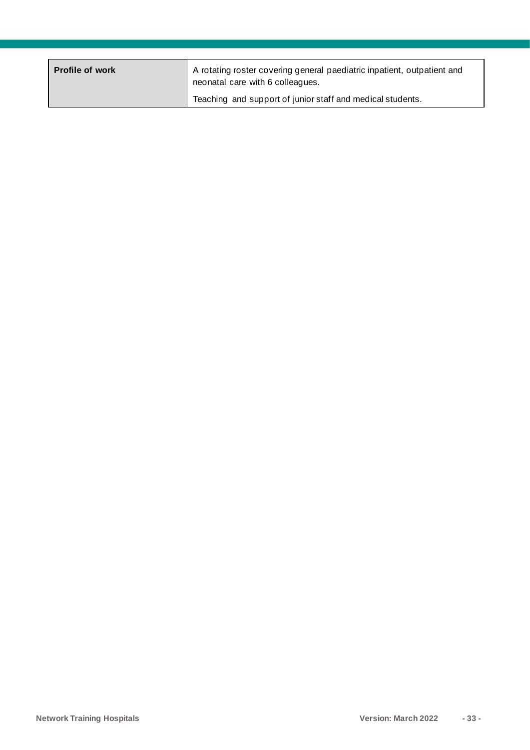| Profile of work | A rotating roster covering general paediatric inpatient, outpatient and neonatal care with 6 colleagues.<br><br>Teaching and support of junior staff and medical students. |
|---|---|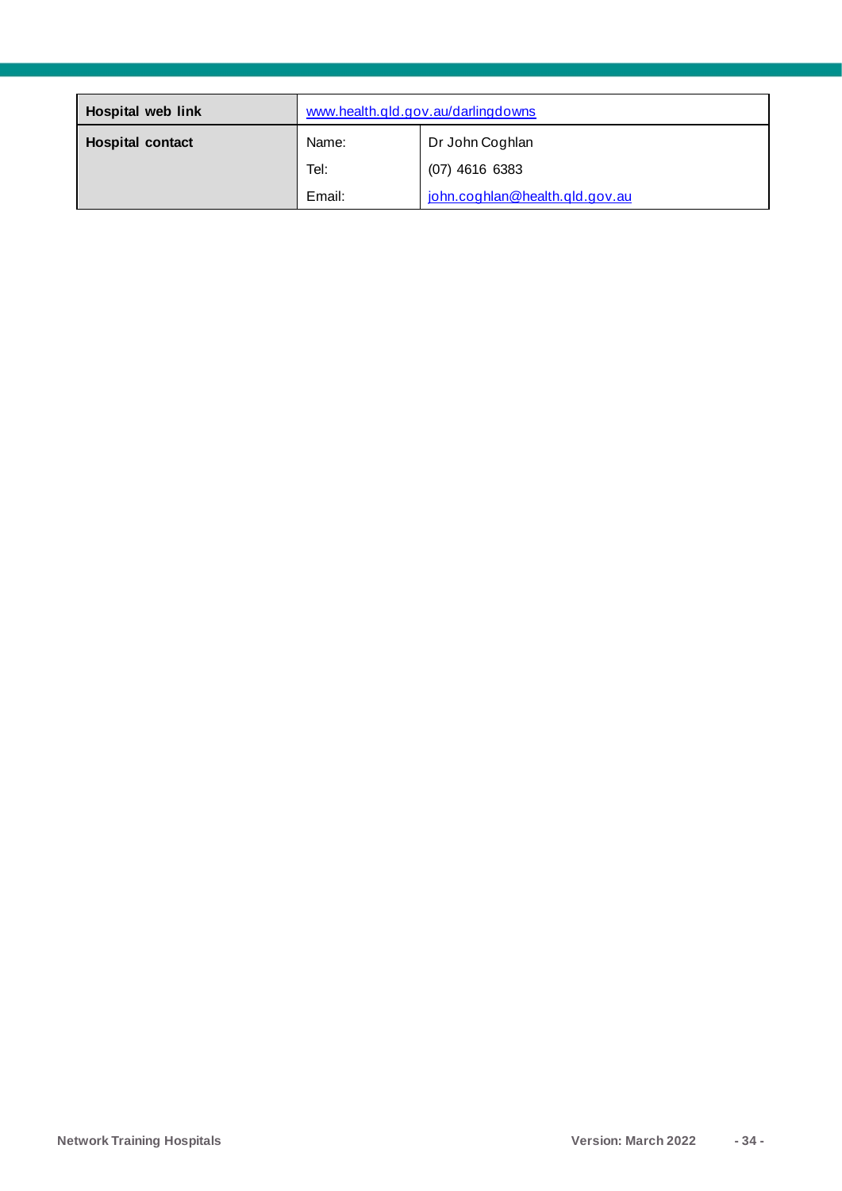| Hospital web link | www.health.qld.gov.au/darlingdowns | |
|---|---|---|
| **Hospital contact** | Name: | Dr John Coghlan |
| | Tel: | (07) 4616 6383 |
| | Email: | john.coghlan@health.qld.gov.au |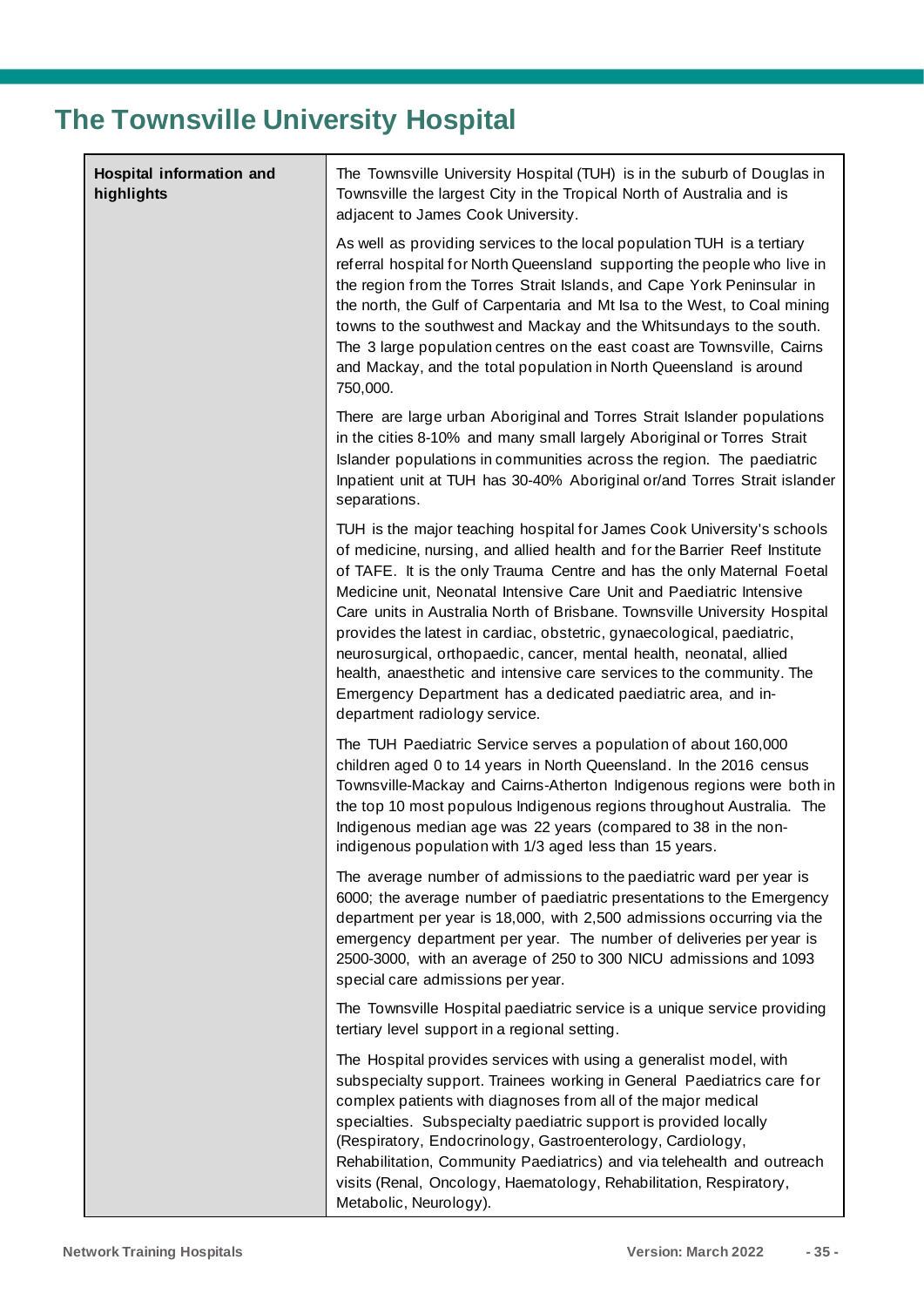# The Townsville University Hospital

| Hospital information and highlights | |
|---|---|
| **Hospital information and highlights** | The Townsville University Hospital (TUH) is in the suburb of Douglas in Townsville the largest City in the Tropical North of Australia and is adjacent to James Cook University.<br><br>As well as providing services to the local population TUH is a tertiary referral hospital for North Queensland supporting the people who live in the region from the Torres Strait Islands, and Cape York Peninsular in the north, the Gulf of Carpentaria and Mt Isa to the West, to Coal mining towns to the southwest and Mackay and the Whitsundays to the south. The 3 large population centres on the east coast are Townsville, Cairns and Mackay, and the total population in North Queensland is around 750,000.<br><br>There are large urban Aboriginal and Torres Strait Islander populations in the cities 8-10% and many small largely Aboriginal or Torres Strait Islander populations in communities across the region. The paediatric Inpatient unit at TUH has 30-40% Aboriginal or/and Torres Strait islander separations.<br><br>TUH is the major teaching hospital for James Cook University's schools of medicine, nursing, and allied health and for the Barrier Reef Institute of TAFE. It is the only Trauma Centre and has the only Maternal Foetal Medicine unit, Neonatal Intensive Care Unit and Paediatric Intensive Care units in Australia North of Brisbane. Townsville University Hospital provides the latest in cardiac, obstetric, gynaecological, paediatric, neurosurgical, orthopaedic, cancer, mental health, neonatal, allied health, anaesthetic and intensive care services to the community. The Emergency Department has a dedicated paediatric area, and in-department radiology service.<br><br>The TUH Paediatric Service serves a population of about 160,000 children aged 0 to 14 years in North Queensland. In the 2016 census Townsville-Mackay and Cairns-Atherton Indigenous regions were both in the top 10 most populous Indigenous regions throughout Australia. The Indigenous median age was 22 years (compared to 38 in the non-indigenous population with 1/3 aged less than 15 years.<br><br>The average number of admissions to the paediatric ward per year is 6000; the average number of paediatric presentations to the Emergency department per year is 18,000, with 2,500 admissions occurring via the emergency department per year. The number of deliveries per year is 2500-3000, with an average of 250 to 300 NICU admissions and 1093 special care admissions per year.<br><br>The Townsville Hospital paediatric service is a unique service providing tertiary level support in a regional setting.<br><br>The Hospital provides services with using a generalist model, with subspecialty support. Trainees working in General Paediatrics care for complex patients with diagnoses from all of the major medical specialties. Subspecialty paediatric support is provided locally (Respiratory, Endocrinology, Gastroenterology, Cardiology, Rehabilitation, Community Paediatrics) and via telehealth and outreach visits (Renal, Oncology, Haematology, Rehabilitation, Respiratory, Metabolic, Neurology). |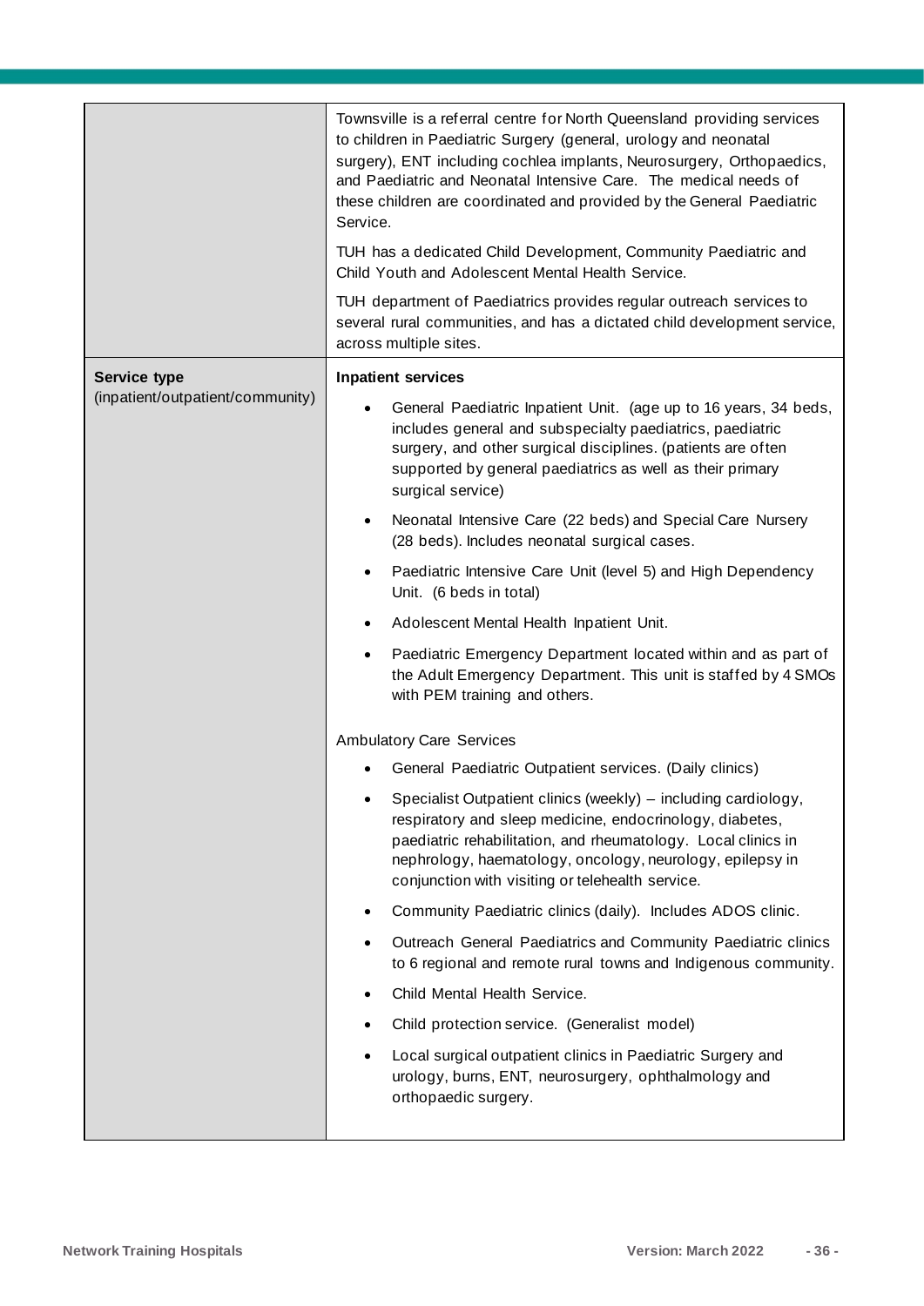| | |
|---|---|
| | Townsville is a referral centre for North Queensland providing services to children in Paediatric Surgery (general, urology and neonatal surgery), ENT including cochlea implants, Neurosurgery, Orthopaedics, and Paediatric and Neonatal Intensive Care. The medical needs of these children are coordinated and provided by the General Paediatric Service.<br><br>TUH has a dedicated Child Development, Community Paediatric and Child Youth and Adolescent Mental Health Service.<br><br>TUH department of Paediatrics provides regular outreach services to several rural communities, and has a dictated child development service, across multiple sites. |
| **Service type** (inpatient/outpatient/community) | **Inpatient services**<br><br>• General Paediatric Inpatient Unit. (age up to 16 years, 34 beds, includes general and subspecialty paediatrics, paediatric surgery, and other surgical disciplines. (patients are often supported by general paediatrics as well as their primary surgical service)<br>• Neonatal Intensive Care (22 beds) and Special Care Nursery (28 beds). Includes neonatal surgical cases.<br>• Paediatric Intensive Care Unit (level 5) and High Dependency Unit. (6 beds in total)<br>• Adolescent Mental Health Inpatient Unit.<br>• Paediatric Emergency Department located within and as part of the Adult Emergency Department. This unit is staffed by 4 SMOs with PEM training and others.<br><br>Ambulatory Care Services<br><br>• General Paediatric Outpatient services. (Daily clinics)<br>• Specialist Outpatient clinics (weekly) – including cardiology, respiratory and sleep medicine, endocrinology, diabetes, paediatric rehabilitation, and rheumatology. Local clinics in nephrology, haematology, oncology, neurology, epilepsy in conjunction with visiting or telehealth service.<br>• Community Paediatric clinics (daily). Includes ADOS clinic.<br>• Outreach General Paediatrics and Community Paediatric clinics to 6 regional and remote rural towns and Indigenous community.<br>• Child Mental Health Service.<br>• Child protection service. (Generalist model)<br>• Local surgical outpatient clinics in Paediatric Surgery and urology, burns, ENT, neurosurgery, ophthalmology and orthopaedic surgery. |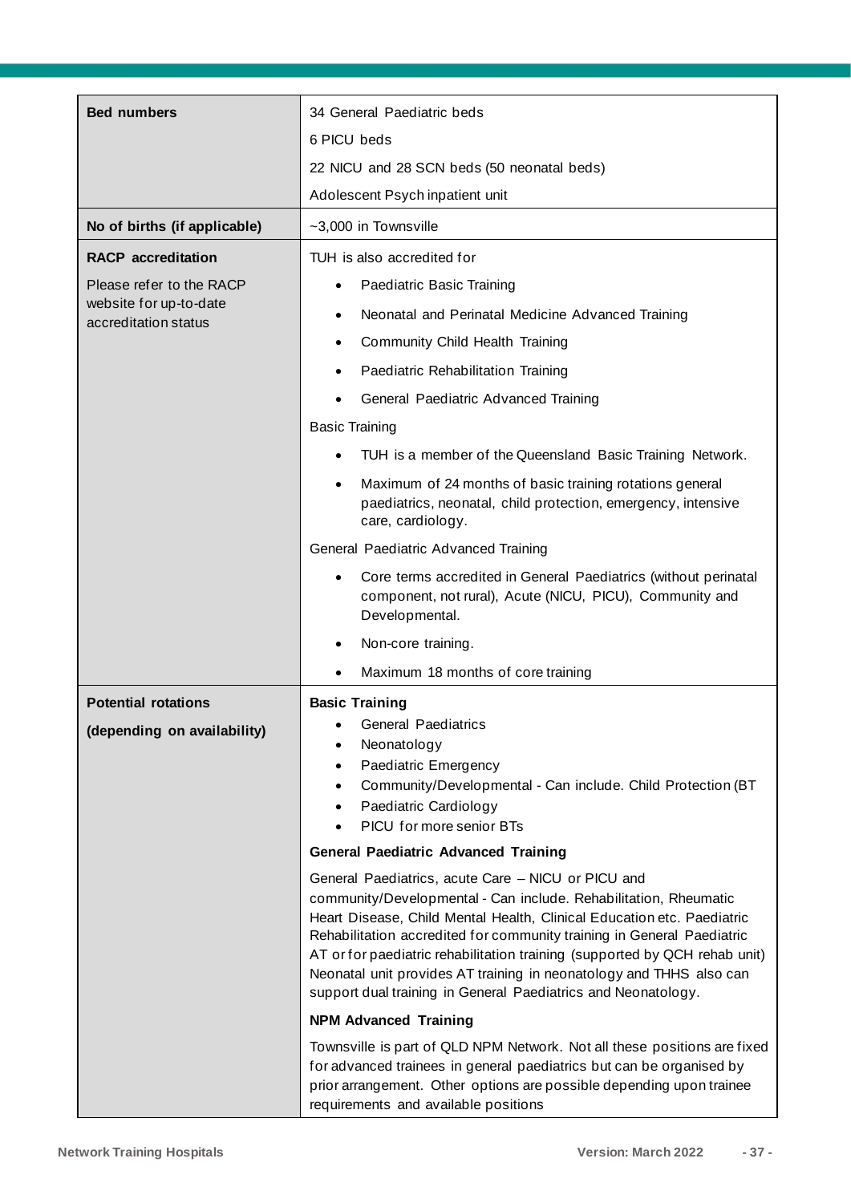| | |
|---|---|
| **Bed numbers** | 34 General Paediatric beds<br>6 PICU beds<br>22 NICU and 28 SCN beds (50 neonatal beds)<br>Adolescent Psych inpatient unit |
| **No of births (if applicable)** | ~3,000 in Townsville |
| **RACP accreditation**<br>Please refer to the RACP website for up-to-date accreditation status | TUH is also accredited for<br>• Paediatric Basic Training<br>• Neonatal and Perinatal Medicine Advanced Training<br>• Community Child Health Training<br>• Paediatric Rehabilitation Training<br>• General Paediatric Advanced Training<br>Basic Training<br>• TUH is a member of the Queensland Basic Training Network.<br>• Maximum of 24 months of basic training rotations general paediatrics, neonatal, child protection, emergency, intensive care, cardiology.<br>General Paediatric Advanced Training<br>• Core terms accredited in General Paediatrics (without perinatal component, not rural), Acute (NICU, PICU), Community and Developmental.<br>• Non-core training.<br>• Maximum 18 months of core training |
| **Potential rotations**<br>**(depending on availability)** | **Basic Training**<br>• General Paediatrics<br>• Neonatology<br>• Paediatric Emergency<br>• Community/Developmental - Can include. Child Protection (BT<br>• Paediatric Cardiology<br>• PICU for more senior BTs<br>**General Paediatric Advanced Training**<br>General Paediatrics, acute Care – NICU or PICU and community/Developmental - Can include. Rehabilitation, Rheumatic Heart Disease, Child Mental Health, Clinical Education etc. Paediatric Rehabilitation accredited for community training in General Paediatric AT or for paediatric rehabilitation training (supported by QCH rehab unit) Neonatal unit provides AT training in neonatology and THHS also can support dual training in General Paediatrics and Neonatology.<br>**NPM Advanced Training**<br>Townsville is part of QLD NPM Network. Not all these positions are fixed for advanced trainees in general paediatrics but can be organised by prior arrangement. Other options are possible depending upon trainee requirements and available positions |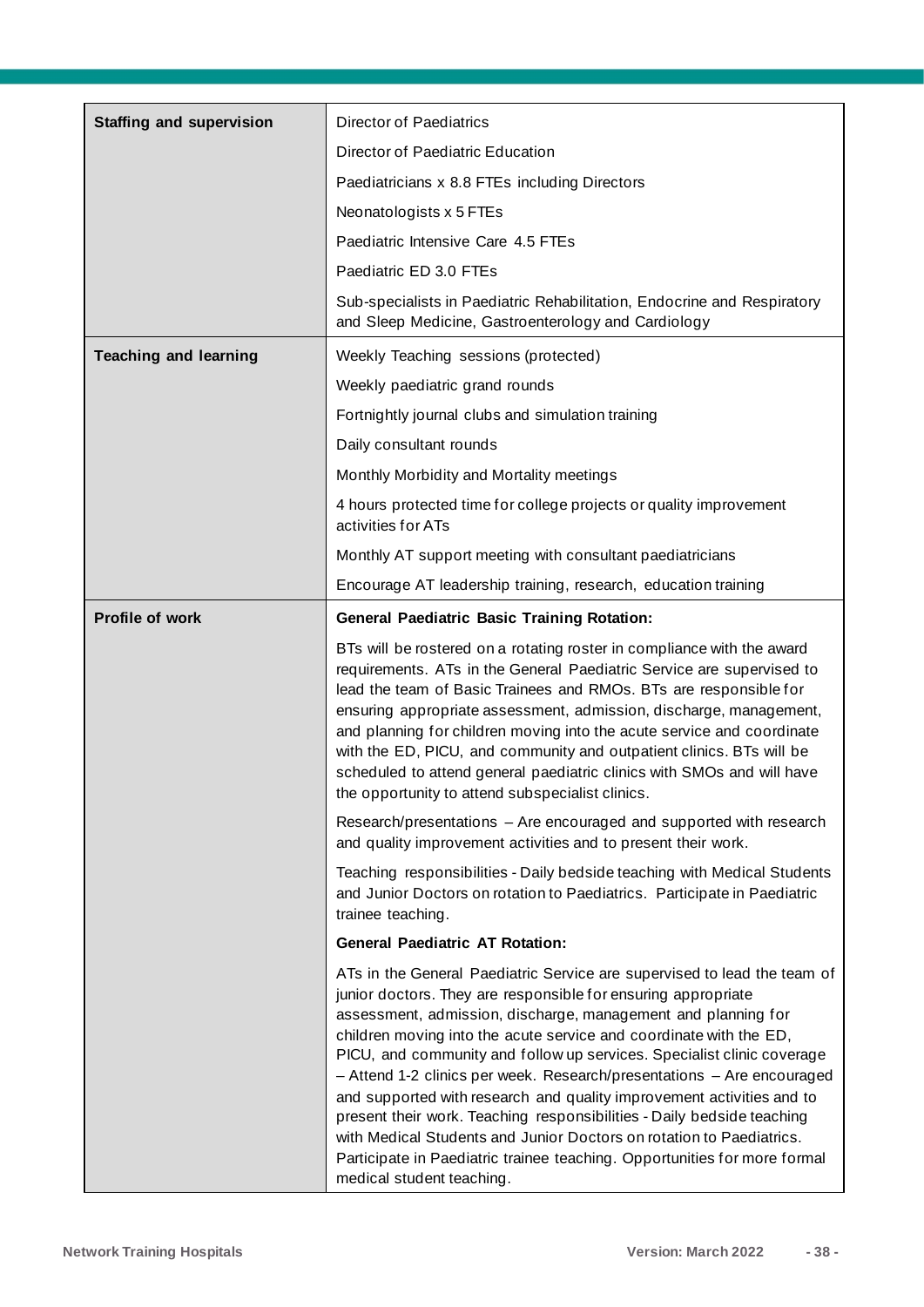| | |
|---|---|
| **Staffing and supervision** | Director of Paediatrics<br>Director of Paediatric Education<br>Paediatricians x 8.8 FTEs including Directors<br>Neonatologists x 5 FTEs<br>Paediatric Intensive Care 4.5 FTEs<br>Paediatric ED 3.0 FTEs<br>Sub-specialists in Paediatric Rehabilitation, Endocrine and Respiratory and Sleep Medicine, Gastroenterology and Cardiology |
| **Teaching and learning** | Weekly Teaching sessions (protected)<br>Weekly paediatric grand rounds<br>Fortnightly journal clubs and simulation training<br>Daily consultant rounds<br>Monthly Morbidity and Mortality meetings<br>4 hours protected time for college projects or quality improvement activities for ATs<br>Monthly AT support meeting with consultant paediatricians<br>Encourage AT leadership training, research, education training |
| **Profile of work** | **General Paediatric Basic Training Rotation:**<br>BTs will be rostered on a rotating roster in compliance with the award requirements. ATs in the General Paediatric Service are supervised to lead the team of Basic Trainees and RMOs. BTs are responsible for ensuring appropriate assessment, admission, discharge, management, and planning for children moving into the acute service and coordinate with the ED, PICU, and community and outpatient clinics. BTs will be scheduled to attend general paediatric clinics with SMOs and will have the opportunity to attend subspecialist clinics.<br>Research/presentations – Are encouraged and supported with research and quality improvement activities and to present their work.<br>Teaching responsibilities - Daily bedside teaching with Medical Students and Junior Doctors on rotation to Paediatrics. Participate in Paediatric trainee teaching.<br>**General Paediatric AT Rotation:**<br>ATs in the General Paediatric Service are supervised to lead the team of junior doctors. They are responsible for ensuring appropriate assessment, admission, discharge, management and planning for children moving into the acute service and coordinate with the ED, PICU, and community and follow up services. Specialist clinic coverage – Attend 1-2 clinics per week. Research/presentations – Are encouraged and supported with research and quality improvement activities and to present their work. Teaching responsibilities - Daily bedside teaching with Medical Students and Junior Doctors on rotation to Paediatrics. Participate in Paediatric trainee teaching. Opportunities for more formal medical student teaching. |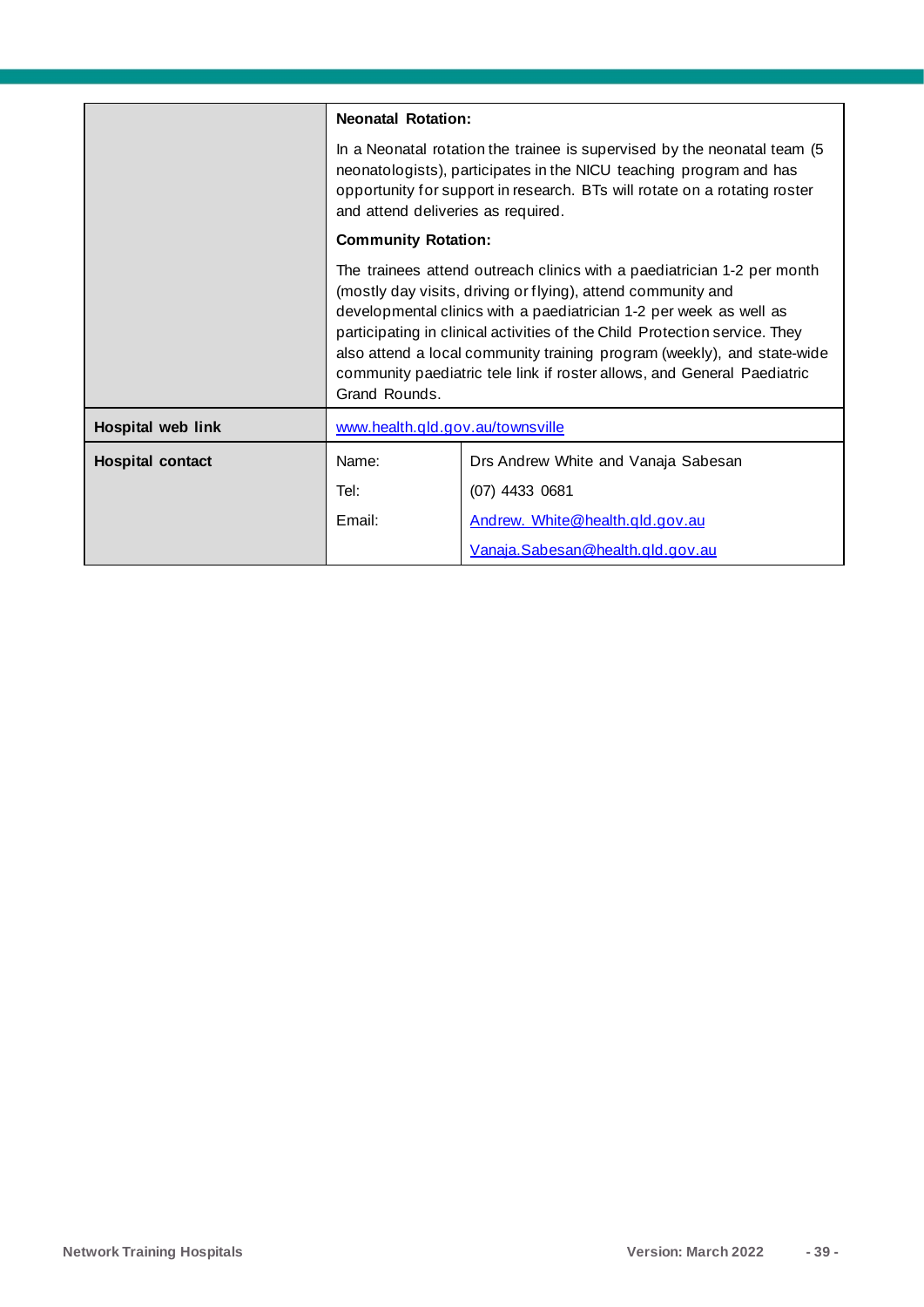| | | |
|---|---|---|
| | **Neonatal Rotation:**<br><br>In a Neonatal rotation the trainee is supervised by the neonatal team (5 neonatologists), participates in the NICU teaching program and has opportunity for support in research. BTs will rotate on a rotating roster and attend deliveries as required.<br><br>**Community Rotation:**<br><br>The trainees attend outreach clinics with a paediatrician 1-2 per month (mostly day visits, driving or flying), attend community and developmental clinics with a paediatrician 1-2 per week as well as participating in clinical activities of the Child Protection service. They also attend a local community training program (weekly), and state-wide community paediatric tele link if roster allows, and General Paediatric Grand Rounds. | |
| **Hospital web link** | www.health.qld.gov.au/townsville | |
| **Hospital contact** | Name: | Drs Andrew White and Vanaja Sabesan |
| | Tel: | (07) 4433 0681 |
| | Email: | Andrew. White@health.qld.gov.au |
| | | Vanaja.Sabesan@health.qld.gov.au |